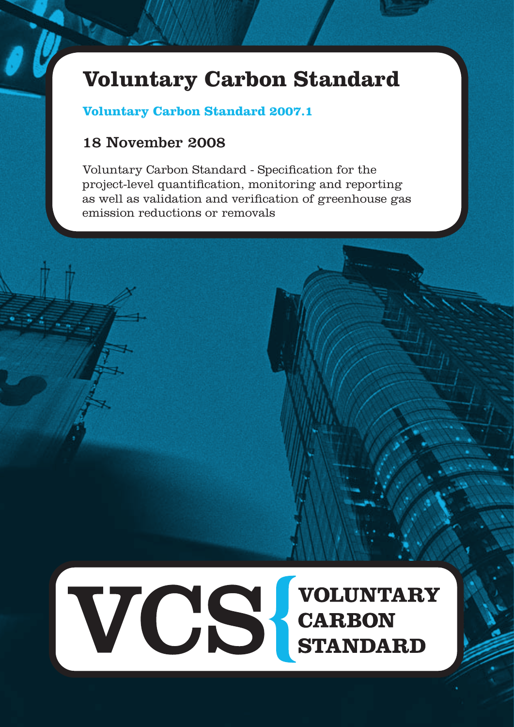# Voluntary Carbon Standard

**Voluntary Carbon Standard 2007.1**

## 18 November 2008

Voluntary Carbon Standard - Specification for the project-level quantification, monitoring and reporting as well as validation and verification of greenhouse gas emission reductions or removals

**VCS { VOLUNTARY CARBON STANDARD**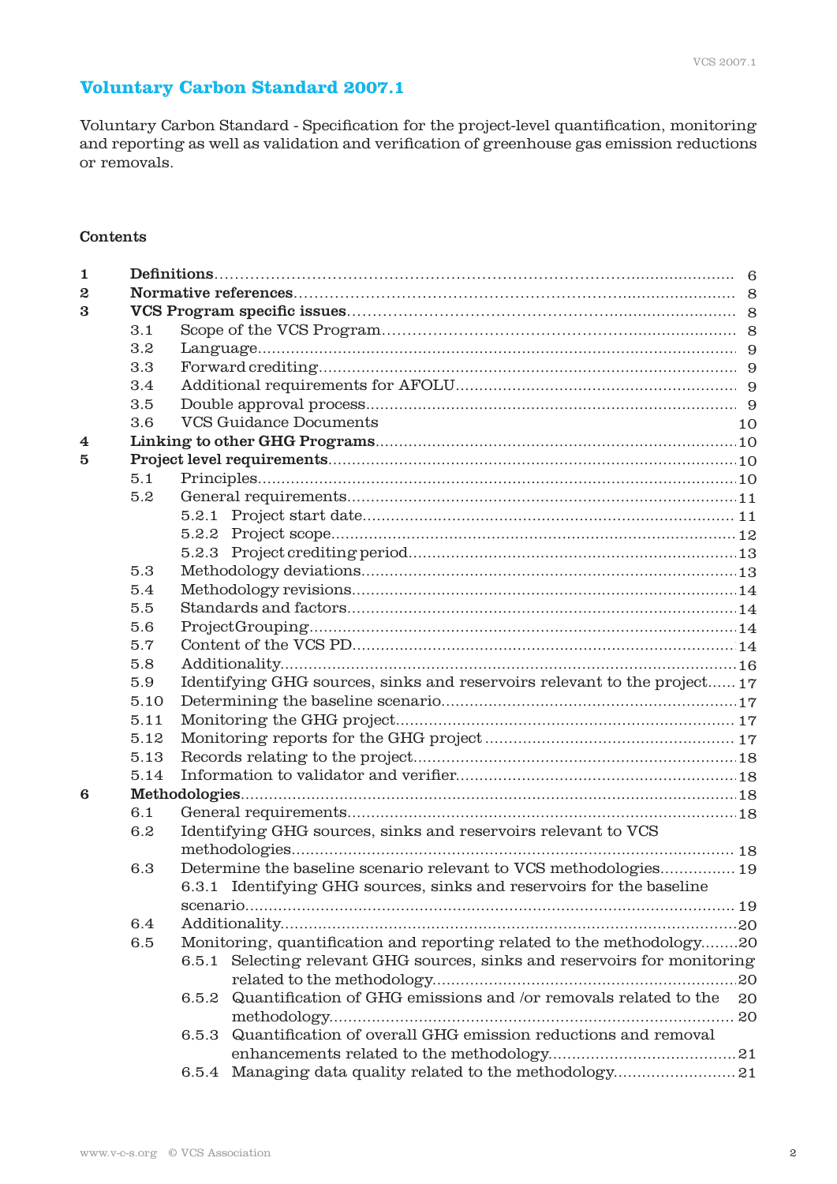# Voluntary Carbon Standard 2007.1

Voluntary Carbon Standard - Specification for the project-level quantification, monitoring and reporting as well as validation and verification of greenhouse gas emission reductions or removals.

## Contents

| | | |
|---|---|---|
| **1** | **Definitions** | 6 |
| **2** | **Normative references** | 8 |
| **3** | **VCS Program specific issues** | 8 |
| 3.1 | Scope of the VCS Program | 8 |
| 3.2 | Language | 9 |
| 3.3 | Forward crediting | 9 |
| 3.4 | Additional requirements for AFOLU | 9 |
| 3.5 | Double approval process | 9 |
| 3.6 | VCS Guidance Documents | 10 |
| **4** | **Linking to other GHG Programs** | 10 |
| **5** | **Project level requirements** | 10 |
| 5.1 | Principles | 10 |
| 5.2 | General requirements | 11 |
| 5.2.1 | Project start date | 11 |
| 5.2.2 | Project scope | 12 |
| 5.2.3 | Project crediting period | 13 |
| 5.3 | Methodology deviations | 13 |
| 5.4 | Methodology revisions | 14 |
| 5.5 | Standards and factors | 14 |
| 5.6 | ProjectGrouping | 14 |
| 5.7 | Content of the VCS PD | 14 |
| 5.8 | Additionality | 16 |
| 5.9 | Identifying GHG sources, sinks and reservoirs relevant to the project | 17 |
| 5.10 | Determining the baseline scenario | 17 |
| 5.11 | Monitoring the GHG project | 17 |
| 5.12 | Monitoring reports for the GHG project | 17 |
| 5.13 | Records relating to the project | 18 |
| 5.14 | Information to validator and verifier | 18 |
| **6** | **Methodologies** | 18 |
| 6.1 | General requirements | 18 |
| 6.2 | Identifying GHG sources, sinks and reservoirs relevant to VCS methodologies | 18 |
| 6.3 | Determine the baseline scenario relevant to VCS methodologies | 19 |
| 6.3.1 | Identifying GHG sources, sinks and reservoirs for the baseline scenario | 19 |
| 6.4 | Additionality | 20 |
| 6.5 | Monitoring, quantification and reporting related to the methodology | 20 |
| 6.5.1 | Selecting relevant GHG sources, sinks and reservoirs for monitoring related to the methodology | 20 |
| 6.5.2 | Quantification of GHG emissions and /or removals related to the methodology | 20 |
| 6.5.3 | Quantification of overall GHG emission reductions and removal enhancements related to the methodology | 21 |
| 6.5.4 | Managing data quality related to the methodology | 21 |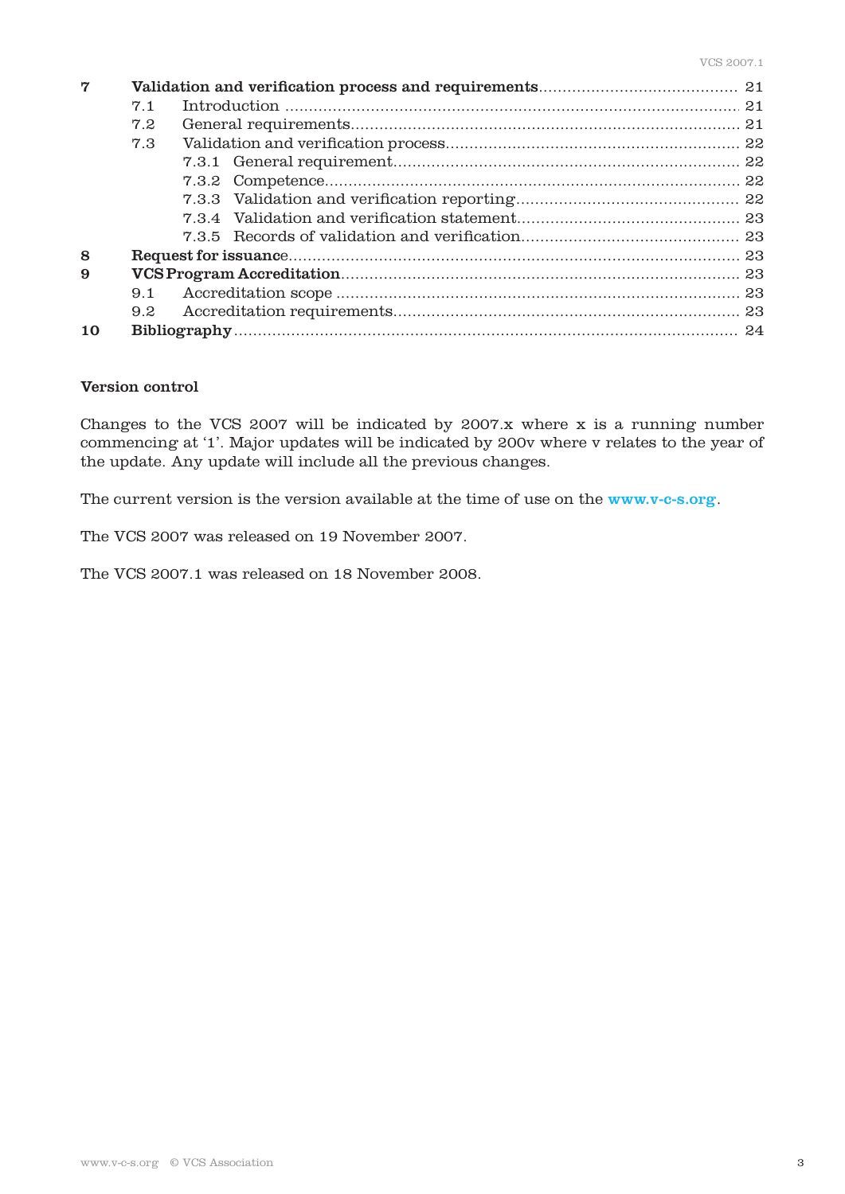| | | |
|---|---|---|
| **7** | **Validation and verification process and requirements** | 21 |
| | 7.1 Introduction | 21 |
| | 7.2 General requirements | 21 |
| | 7.3 Validation and verification process | 22 |
| | 7.3.1 General requirement | 22 |
| | 7.3.2 Competence | 22 |
| | 7.3.3 Validation and verification reporting | 22 |
| | 7.3.4 Validation and verification statement | 23 |
| | 7.3.5 Records of validation and verification | 23 |
| **8** | **Request for issuance** | 23 |
| **9** | **VCS Program Accreditation** | 23 |
| | 9.1 Accreditation scope | 23 |
| | 9.2 Accreditation requirements | 23 |
| **10** | **Bibliography** | 24 |

**Version control**

Changes to the VCS 2007 will be indicated by 2007.x where x is a running number commencing at '1'. Major updates will be indicated by 200v where v relates to the year of the update. Any update will include all the previous changes.

The current version is the version available at the time of use on the www.v-c-s.org.

The VCS 2007 was released on 19 November 2007.

The VCS 2007.1 was released on 18 November 2008.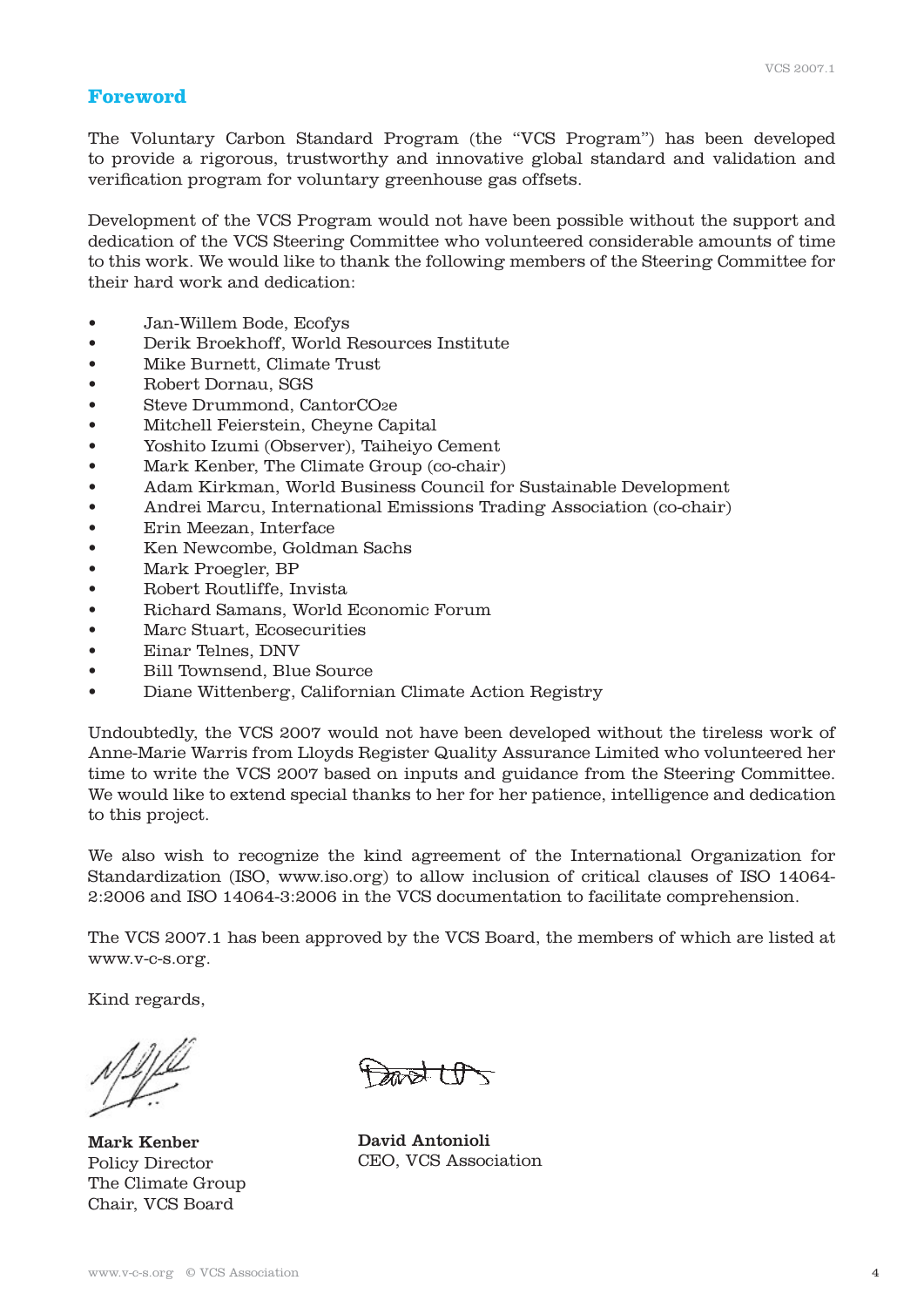## Foreword

The Voluntary Carbon Standard Program (the "VCS Program") has been developed to provide a rigorous, trustworthy and innovative global standard and validation and verification program for voluntary greenhouse gas offsets.

Development of the VCS Program would not have been possible without the support and dedication of the VCS Steering Committee who volunteered considerable amounts of time to this work. We would like to thank the following members of the Steering Committee for their hard work and dedication:

- Jan-Willem Bode, Ecofys
- Derik Broekhoff, World Resources Institute
- Mike Burnett, Climate Trust
- Robert Dornau, SGS
- Steve Drummond, CantorCO2e
- Mitchell Feierstein, Cheyne Capital
- Yoshito Izumi (Observer), Taiheiyo Cement
- Mark Kenber, The Climate Group (co-chair)
- Adam Kirkman, World Business Council for Sustainable Development
- Andrei Marcu, International Emissions Trading Association (co-chair)
- Erin Meezan, Interface
- Ken Newcombe, Goldman Sachs
- Mark Proegler, BP
- Robert Routliffe, Invista
- Richard Samans, World Economic Forum
- Marc Stuart, Ecosecurities
- Einar Telnes, DNV
- Bill Townsend, Blue Source
- Diane Wittenberg, Californian Climate Action Registry

Undoubtedly, the VCS 2007 would not have been developed without the tireless work of Anne-Marie Warris from Lloyds Register Quality Assurance Limited who volunteered her time to write the VCS 2007 based on inputs and guidance from the Steering Committee. We would like to extend special thanks to her for her patience, intelligence and dedication to this project.

We also wish to recognize the kind agreement of the International Organization for Standardization (ISO, www.iso.org) to allow inclusion of critical clauses of ISO 14064-2:2006 and ISO 14064-3:2006 in the VCS documentation to facilitate comprehension.

The VCS 2007.1 has been approved by the VCS Board, the members of which are listed at www.v-c-s.org.

Kind regards,

**Mark Kenber**
Policy Director
The Climate Group
Chair, VCS Board

**David Antonioli**
CEO, VCS Association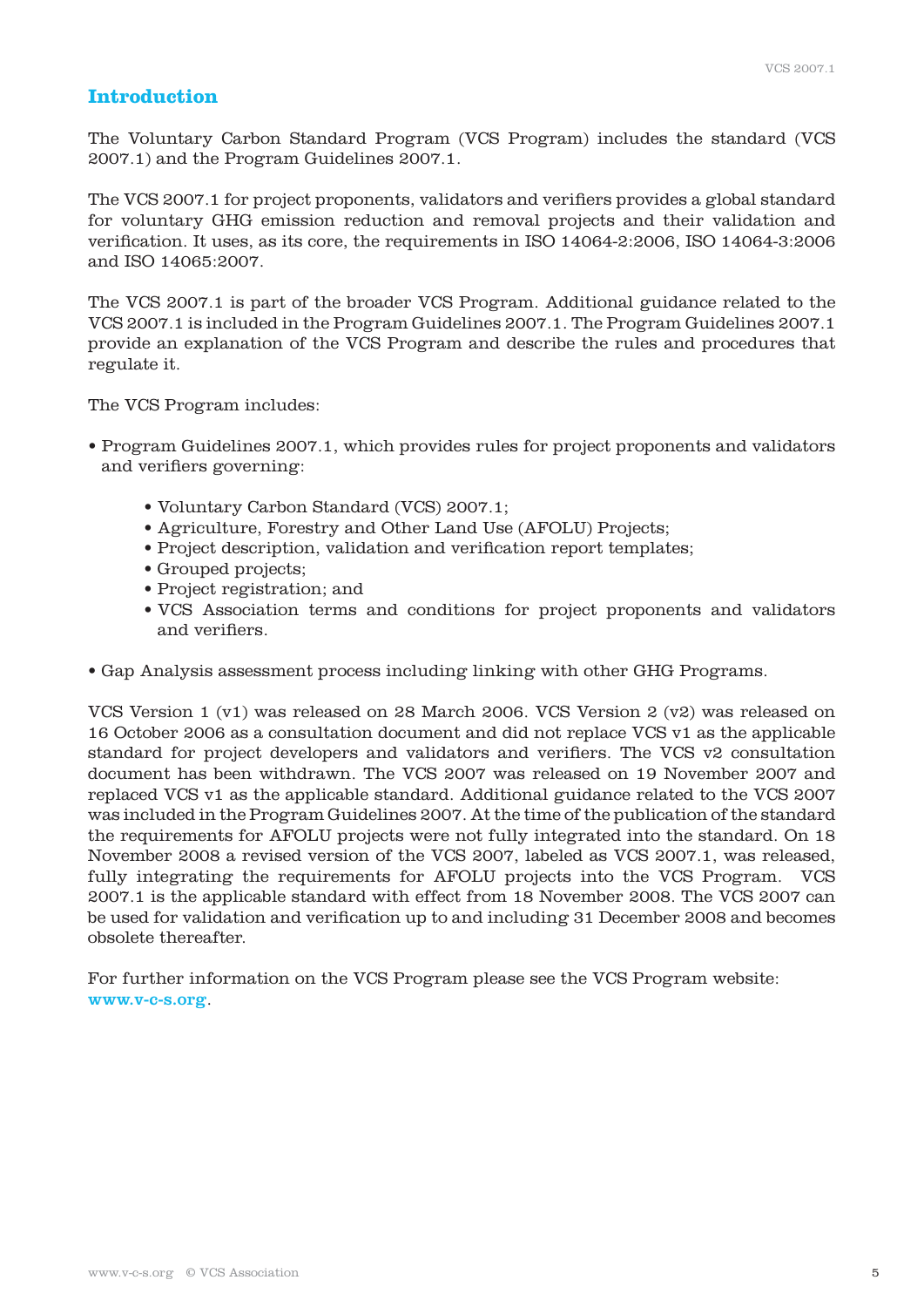## Introduction

The Voluntary Carbon Standard Program (VCS Program) includes the standard (VCS 2007.1) and the Program Guidelines 2007.1.

The VCS 2007.1 for project proponents, validators and verifiers provides a global standard for voluntary GHG emission reduction and removal projects and their validation and verification. It uses, as its core, the requirements in ISO 14064-2:2006, ISO 14064-3:2006 and ISO 14065:2007.

The VCS 2007.1 is part of the broader VCS Program. Additional guidance related to the VCS 2007.1 is included in the Program Guidelines 2007.1. The Program Guidelines 2007.1 provide an explanation of the VCS Program and describe the rules and procedures that regulate it.

The VCS Program includes:

- Program Guidelines 2007.1, which provides rules for project proponents and validators and verifiers governing:
    - Voluntary Carbon Standard (VCS) 2007.1;
    - Agriculture, Forestry and Other Land Use (AFOLU) Projects;
    - Project description, validation and verification report templates;
    - Grouped projects;
    - Project registration; and
    - VCS Association terms and conditions for project proponents and validators and verifiers.
- Gap Analysis assessment process including linking with other GHG Programs.

VCS Version 1 (v1) was released on 28 March 2006. VCS Version 2 (v2) was released on 16 October 2006 as a consultation document and did not replace VCS v1 as the applicable standard for project developers and validators and verifiers. The VCS v2 consultation document has been withdrawn. The VCS 2007 was released on 19 November 2007 and replaced VCS v1 as the applicable standard. Additional guidance related to the VCS 2007 was included in the Program Guidelines 2007. At the time of the publication of the standard the requirements for AFOLU projects were not fully integrated into the standard. On 18 November 2008 a revised version of the VCS 2007, labeled as VCS 2007.1, was released, fully integrating the requirements for AFOLU projects into the VCS Program. VCS 2007.1 is the applicable standard with effect from 18 November 2008. The VCS 2007 can be used for validation and verification up to and including 31 December 2008 and becomes obsolete thereafter.

For further information on the VCS Program please see the VCS Program website: www.v-c-s.org.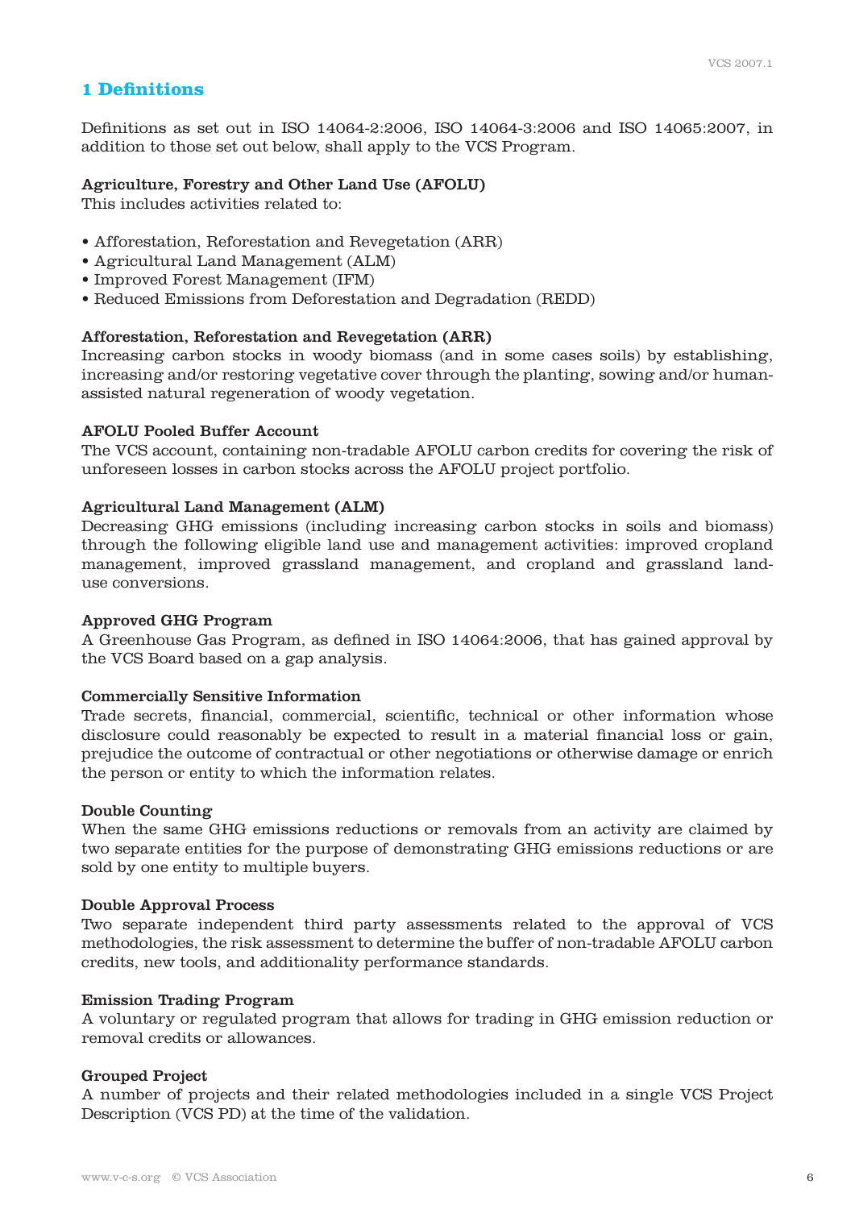# 1 Definitions

Definitions as set out in ISO 14064-2:2006, ISO 14064-3:2006 and ISO 14065:2007, in addition to those set out below, shall apply to the VCS Program.

**Agriculture, Forestry and Other Land Use (AFOLU)**
This includes activities related to:

- Afforestation, Reforestation and Revegetation (ARR)
- Agricultural Land Management (ALM)
- Improved Forest Management (IFM)
- Reduced Emissions from Deforestation and Degradation (REDD)

**Afforestation, Reforestation and Revegetation (ARR)**
Increasing carbon stocks in woody biomass (and in some cases soils) by establishing, increasing and/or restoring vegetative cover through the planting, sowing and/or human-assisted natural regeneration of woody vegetation.

**AFOLU Pooled Buffer Account**
The VCS account, containing non-tradable AFOLU carbon credits for covering the risk of unforeseen losses in carbon stocks across the AFOLU project portfolio.

**Agricultural Land Management (ALM)**
Decreasing GHG emissions (including increasing carbon stocks in soils and biomass) through the following eligible land use and management activities: improved cropland management, improved grassland management, and cropland and grassland land-use conversions.

**Approved GHG Program**
A Greenhouse Gas Program, as defined in ISO 14064:2006, that has gained approval by the VCS Board based on a gap analysis.

**Commercially Sensitive Information**
Trade secrets, financial, commercial, scientific, technical or other information whose disclosure could reasonably be expected to result in a material financial loss or gain, prejudice the outcome of contractual or other negotiations or otherwise damage or enrich the person or entity to which the information relates.

**Double Counting**
When the same GHG emissions reductions or removals from an activity are claimed by two separate entities for the purpose of demonstrating GHG emissions reductions or are sold by one entity to multiple buyers.

**Double Approval Process**
Two separate independent third party assessments related to the approval of VCS methodologies, the risk assessment to determine the buffer of non-tradable AFOLU carbon credits, new tools, and additionality performance standards.

**Emission Trading Program**
A voluntary or regulated program that allows for trading in GHG emission reduction or removal credits or allowances.

**Grouped Project**
A number of projects and their related methodologies included in a single VCS Project Description (VCS PD) at the time of the validation.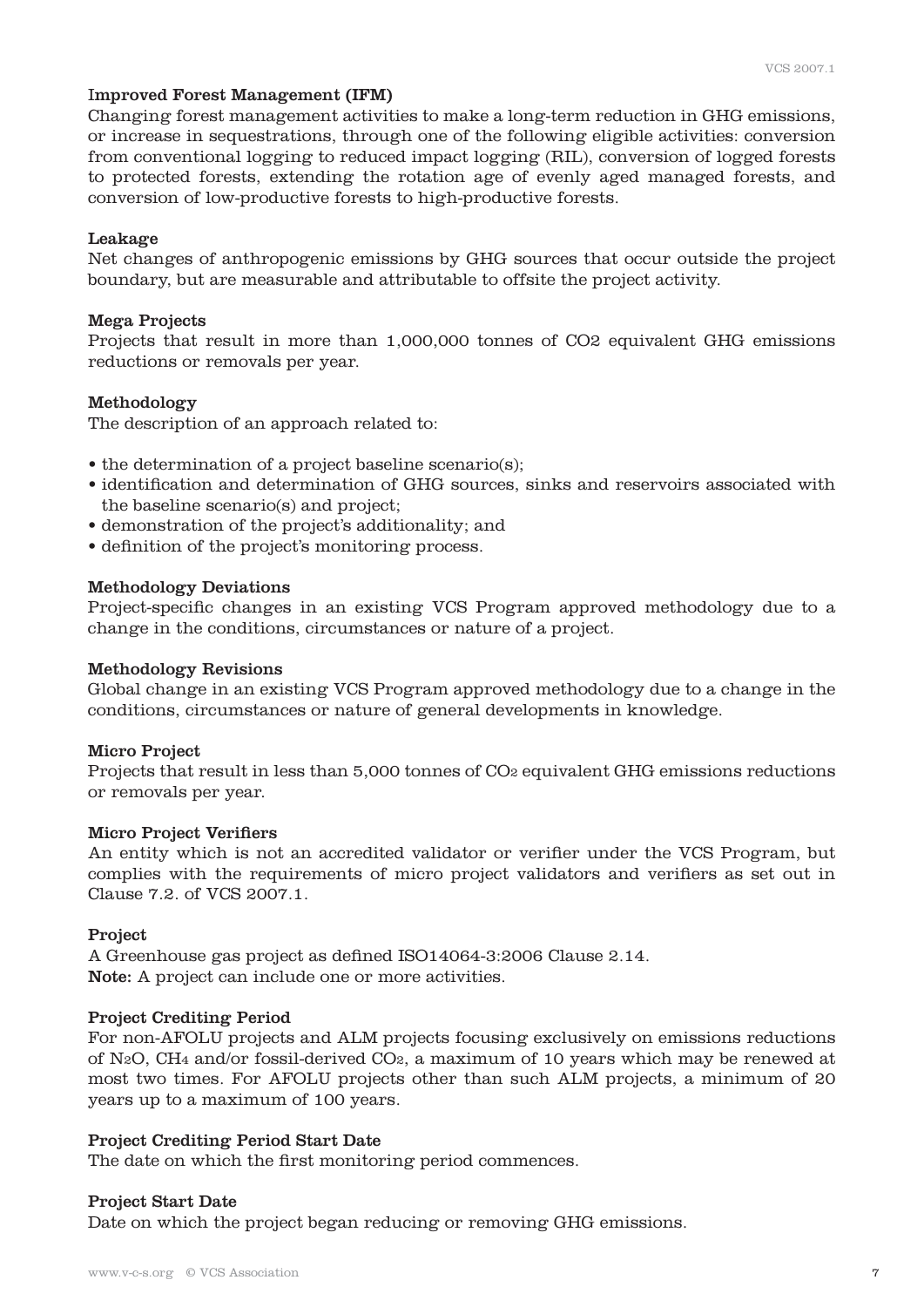**Improved Forest Management (IFM)**
Changing forest management activities to make a long-term reduction in GHG emissions, or increase in sequestrations, through one of the following eligible activities: conversion from conventional logging to reduced impact logging (RIL), conversion of logged forests to protected forests, extending the rotation age of evenly aged managed forests, and conversion of low-productive forests to high-productive forests.

**Leakage**
Net changes of anthropogenic emissions by GHG sources that occur outside the project boundary, but are measurable and attributable to offsite the project activity.

**Mega Projects**
Projects that result in more than 1,000,000 tonnes of CO2 equivalent GHG emissions reductions or removals per year.

**Methodology**
The description of an approach related to:

- the determination of a project baseline scenario(s);
- identification and determination of GHG sources, sinks and reservoirs associated with the baseline scenario(s) and project;
- demonstration of the project's additionality; and
- definition of the project's monitoring process.

**Methodology Deviations**
Project-specific changes in an existing VCS Program approved methodology due to a change in the conditions, circumstances or nature of a project.

**Methodology Revisions**
Global change in an existing VCS Program approved methodology due to a change in the conditions, circumstances or nature of general developments in knowledge.

**Micro Project**
Projects that result in less than 5,000 tonnes of $CO_2$ equivalent GHG emissions reductions or removals per year.

**Micro Project Verifiers**
An entity which is not an accredited validator or verifier under the VCS Program, but complies with the requirements of micro project validators and verifiers as set out in Clause 7.2. of VCS 2007.1.

**Project**
A Greenhouse gas project as defined ISO14064-3:2006 Clause 2.14.
**Note:** A project can include one or more activities.

**Project Crediting Period**
For non-AFOLU projects and ALM projects focusing exclusively on emissions reductions of $N_2O$, $CH_4$ and/or fossil-derived $CO_2$, a maximum of 10 years which may be renewed at most two times. For AFOLU projects other than such ALM projects, a minimum of 20 years up to a maximum of 100 years.

**Project Crediting Period Start Date**
The date on which the first monitoring period commences.

**Project Start Date**
Date on which the project began reducing or removing GHG emissions.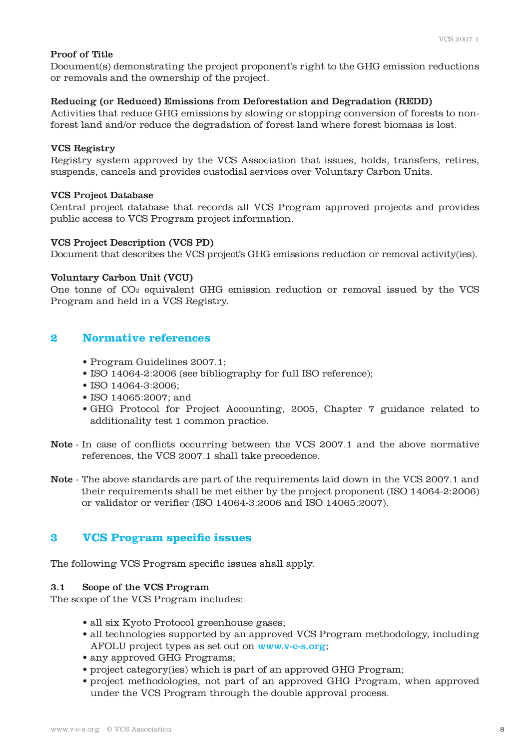**Proof of Title**
Document(s) demonstrating the project proponent's right to the GHG emission reductions or removals and the ownership of the project.

**Reducing (or Reduced) Emissions from Deforestation and Degradation (REDD)**
Activities that reduce GHG emissions by slowing or stopping conversion of forests to non-forest land and/or reduce the degradation of forest land where forest biomass is lost.

**VCS Registry**
Registry system approved by the VCS Association that issues, holds, transfers, retires, suspends, cancels and provides custodial services over Voluntary Carbon Units.

**VCS Project Database**
Central project database that records all VCS Program approved projects and provides public access to VCS Program project information.

**VCS Project Description (VCS PD)**
Document that describes the VCS project's GHG emissions reduction or removal activity(ies).

**Voluntary Carbon Unit (VCU)**
One tonne of $CO_2$ equivalent GHG emission reduction or removal issued by the VCS Program and held in a VCS Registry.

## 2 Normative references

- Program Guidelines 2007.1;
- ISO 14064-2:2006 (see bibliography for full ISO reference);
- ISO 14064-3:2006;
- ISO 14065:2007; and
- GHG Protocol for Project Accounting, 2005, Chapter 7 guidance related to additionality test 1 common practice.

**Note** - In case of conflicts occurring between the VCS 2007.1 and the above normative references, the VCS 2007.1 shall take precedence.

**Note** - The above standards are part of the requirements laid down in the VCS 2007.1 and their requirements shall be met either by the project proponent (ISO 14064-2:2006) or validator or verifier (ISO 14064-3:2006 and ISO 14065:2007).

## 3 VCS Program specific issues

The following VCS Program specific issues shall apply.

### 3.1 Scope of the VCS Program

The scope of the VCS Program includes:

- all six Kyoto Protocol greenhouse gases;
- all technologies supported by an approved VCS Program methodology, including AFOLU project types as set out on www.v-c-s.org;
- any approved GHG Programs;
- project category(ies) which is part of an approved GHG Program;
- project methodologies, not part of an approved GHG Program, when approved under the VCS Program through the double approval process.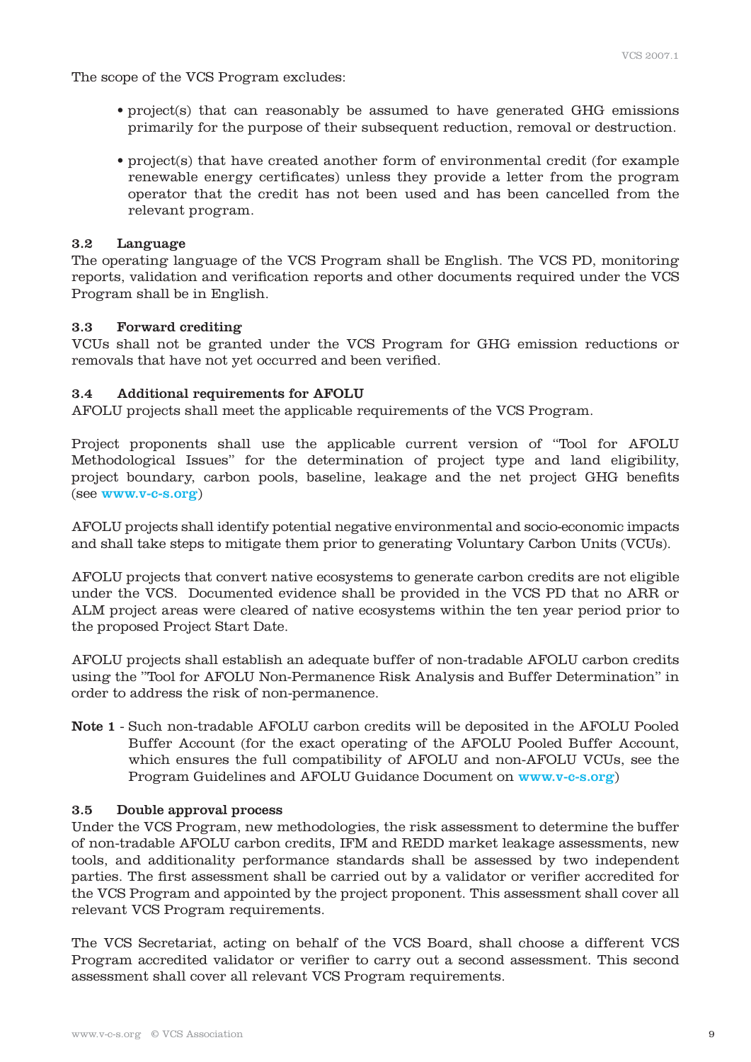The scope of the VCS Program excludes:

- project(s) that can reasonably be assumed to have generated GHG emissions primarily for the purpose of their subsequent reduction, removal or destruction.

- project(s) that have created another form of environmental credit (for example renewable energy certificates) unless they provide a letter from the program operator that the credit has not been used and has been cancelled from the relevant program.

### 3.2 Language

The operating language of the VCS Program shall be English. The VCS PD, monitoring reports, validation and verification reports and other documents required under the VCS Program shall be in English.

### 3.3 Forward crediting

VCUs shall not be granted under the VCS Program for GHG emission reductions or removals that have not yet occurred and been verified.

### 3.4 Additional requirements for AFOLU

AFOLU projects shall meet the applicable requirements of the VCS Program.

Project proponents shall use the applicable current version of "Tool for AFOLU Methodological Issues" for the determination of project type and land eligibility, project boundary, carbon pools, baseline, leakage and the net project GHG benefits (see **www.v-c-s.org**)

AFOLU projects shall identify potential negative environmental and socio-economic impacts and shall take steps to mitigate them prior to generating Voluntary Carbon Units (VCUs).

AFOLU projects that convert native ecosystems to generate carbon credits are not eligible under the VCS. Documented evidence shall be provided in the VCS PD that no ARR or ALM project areas were cleared of native ecosystems within the ten year period prior to the proposed Project Start Date.

AFOLU projects shall establish an adequate buffer of non-tradable AFOLU carbon credits using the "Tool for AFOLU Non-Permanence Risk Analysis and Buffer Determination" in order to address the risk of non-permanence.

**Note 1** - Such non-tradable AFOLU carbon credits will be deposited in the AFOLU Pooled Buffer Account (for the exact operating of the AFOLU Pooled Buffer Account, which ensures the full compatibility of AFOLU and non-AFOLU VCUs, see the Program Guidelines and AFOLU Guidance Document on **www.v-c-s.org**)

### 3.5 Double approval process

Under the VCS Program, new methodologies, the risk assessment to determine the buffer of non-tradable AFOLU carbon credits, IFM and REDD market leakage assessments, new tools, and additionality performance standards shall be assessed by two independent parties. The first assessment shall be carried out by a validator or verifier accredited for the VCS Program and appointed by the project proponent. This assessment shall cover all relevant VCS Program requirements.

The VCS Secretariat, acting on behalf of the VCS Board, shall choose a different VCS Program accredited validator or verifier to carry out a second assessment. This second assessment shall cover all relevant VCS Program requirements.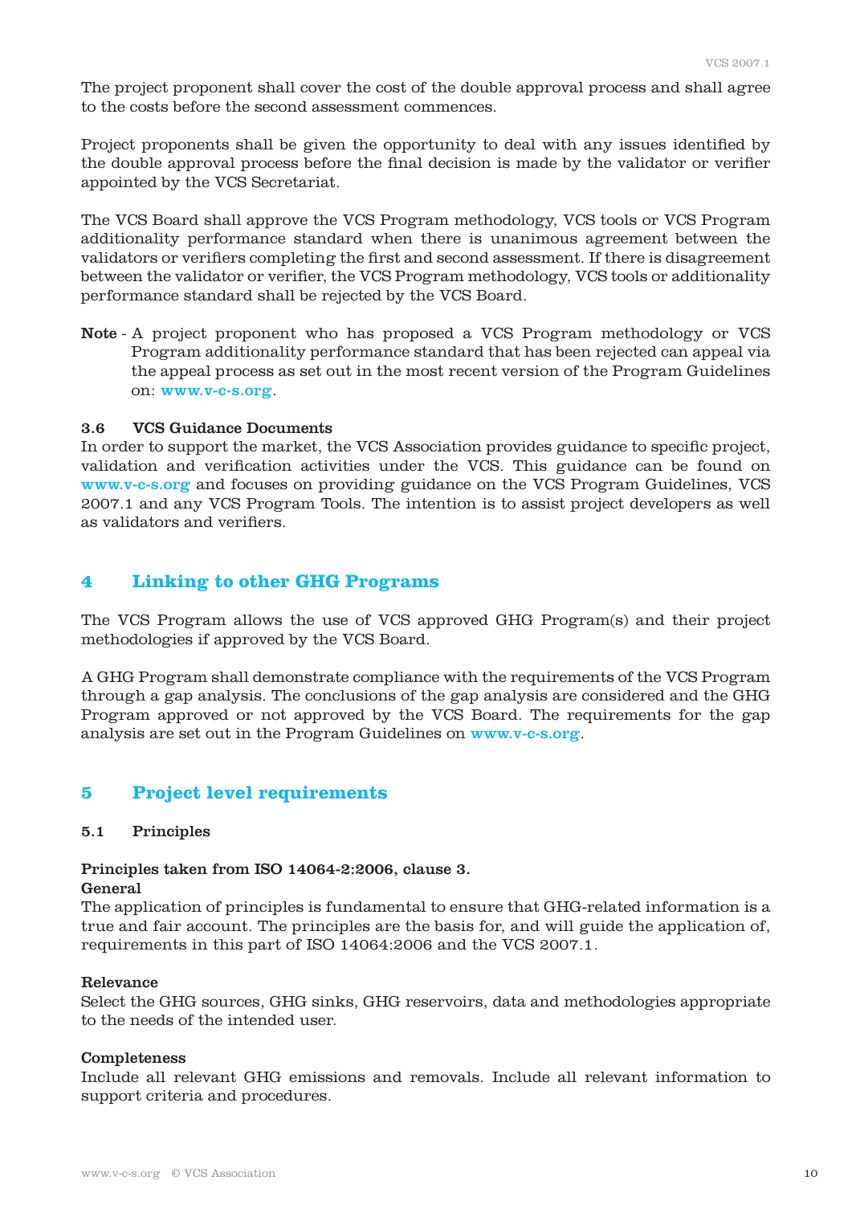The project proponent shall cover the cost of the double approval process and shall agree to the costs before the second assessment commences.

Project proponents shall be given the opportunity to deal with any issues identified by the double approval process before the final decision is made by the validator or verifier appointed by the VCS Secretariat.

The VCS Board shall approve the VCS Program methodology, VCS tools or VCS Program additionality performance standard when there is unanimous agreement between the validators or verifiers completing the first and second assessment. If there is disagreement between the validator or verifier, the VCS Program methodology, VCS tools or additionality performance standard shall be rejected by the VCS Board.

**Note** - A project proponent who has proposed a VCS Program methodology or VCS Program additionality performance standard that has been rejected can appeal via the appeal process as set out in the most recent version of the Program Guidelines on: www.v-c-s.org.

### 3.6 VCS Guidance Documents

In order to support the market, the VCS Association provides guidance to specific project, validation and verification activities under the VCS. This guidance can be found on www.v-c-s.org and focuses on providing guidance on the VCS Program Guidelines, VCS 2007.1 and any VCS Program Tools. The intention is to assist project developers as well as validators and verifiers.

## 4 Linking to other GHG Programs

The VCS Program allows the use of VCS approved GHG Program(s) and their project methodologies if approved by the VCS Board.

A GHG Program shall demonstrate compliance with the requirements of the VCS Program through a gap analysis. The conclusions of the gap analysis are considered and the GHG Program approved or not approved by the VCS Board. The requirements for the gap analysis are set out in the Program Guidelines on www.v-c-s.org.

## 5 Project level requirements

### 5.1 Principles

**Principles taken from ISO 14064-2:2006, clause 3.**
**General**
The application of principles is fundamental to ensure that GHG-related information is a true and fair account. The principles are the basis for, and will guide the application of, requirements in this part of ISO 14064:2006 and the VCS 2007.1.

**Relevance**
Select the GHG sources, GHG sinks, GHG reservoirs, data and methodologies appropriate to the needs of the intended user.

**Completeness**
Include all relevant GHG emissions and removals. Include all relevant information to support criteria and procedures.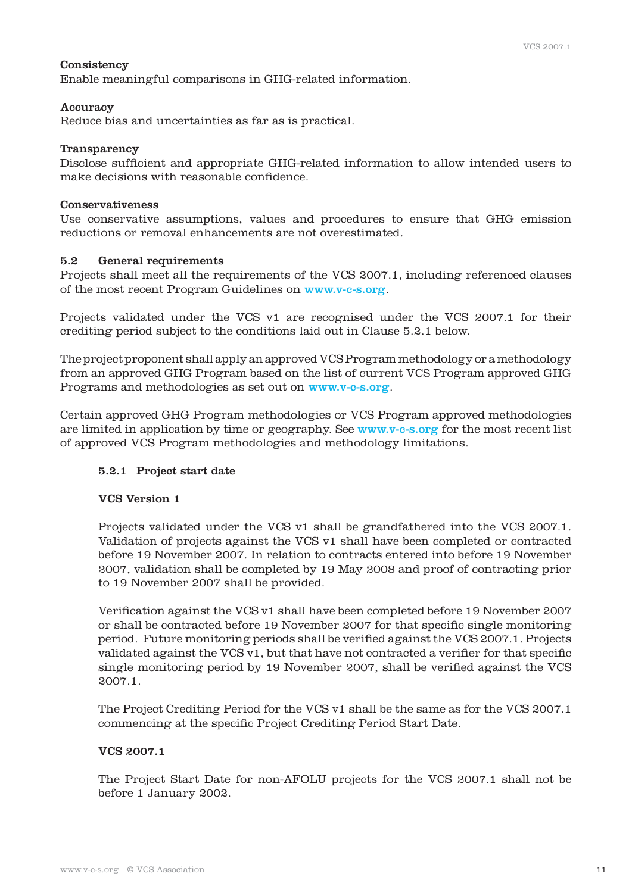**Consistency**
Enable meaningful comparisons in GHG-related information.

**Accuracy**
Reduce bias and uncertainties as far as is practical.

**Transparency**
Disclose sufficient and appropriate GHG-related information to allow intended users to make decisions with reasonable confidence.

**Conservativeness**
Use conservative assumptions, values and procedures to ensure that GHG emission reductions or removal enhancements are not overestimated.

## 5.2 General requirements

Projects shall meet all the requirements of the VCS 2007.1, including referenced clauses of the most recent Program Guidelines on www.v-c-s.org.

Projects validated under the VCS v1 are recognised under the VCS 2007.1 for their crediting period subject to the conditions laid out in Clause 5.2.1 below.

The project proponent shall apply an approved VCS Program methodology or a methodology from an approved GHG Program based on the list of current VCS Program approved GHG Programs and methodologies as set out on www.v-c-s.org.

Certain approved GHG Program methodologies or VCS Program approved methodologies are limited in application by time or geography. See www.v-c-s.org for the most recent list of approved VCS Program methodologies and methodology limitations.

### 5.2.1 Project start date

**VCS Version 1**

Projects validated under the VCS v1 shall be grandfathered into the VCS 2007.1. Validation of projects against the VCS v1 shall have been completed or contracted before 19 November 2007. In relation to contracts entered into before 19 November 2007, validation shall be completed by 19 May 2008 and proof of contracting prior to 19 November 2007 shall be provided.

Verification against the VCS v1 shall have been completed before 19 November 2007 or shall be contracted before 19 November 2007 for that specific single monitoring period. Future monitoring periods shall be verified against the VCS 2007.1. Projects validated against the VCS v1, but that have not contracted a verifier for that specific single monitoring period by 19 November 2007, shall be verified against the VCS 2007.1.

The Project Crediting Period for the VCS v1 shall be the same as for the VCS 2007.1 commencing at the specific Project Crediting Period Start Date.

**VCS 2007.1**

The Project Start Date for non-AFOLU projects for the VCS 2007.1 shall not be before 1 January 2002.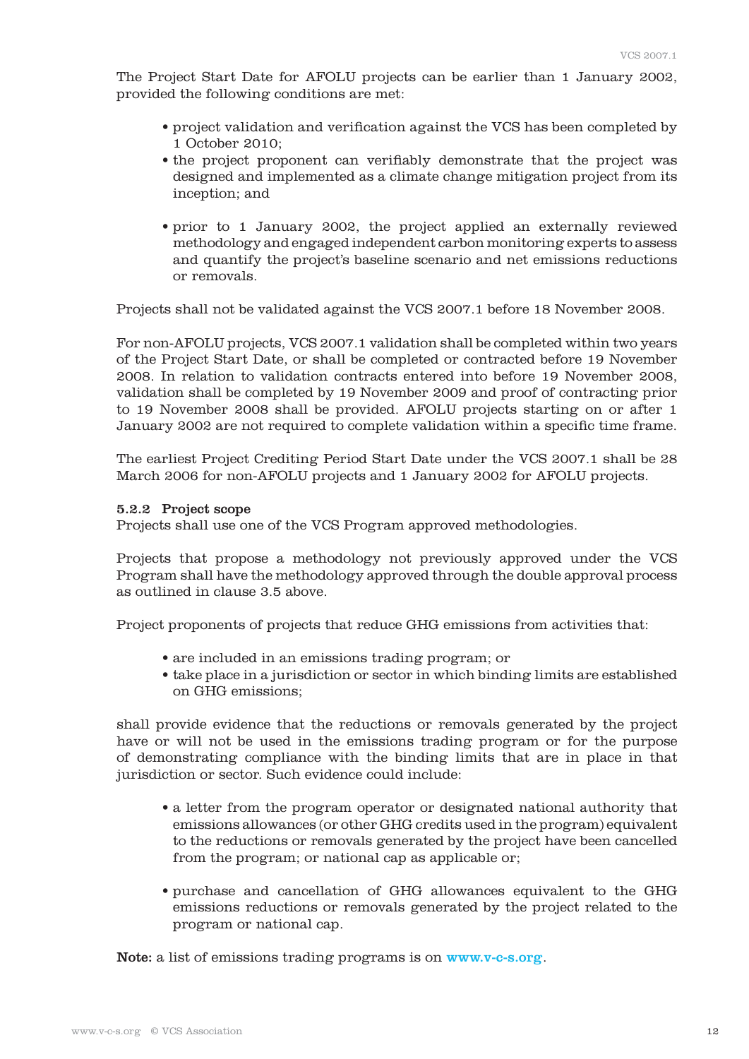The Project Start Date for AFOLU projects can be earlier than 1 January 2002, provided the following conditions are met:

- project validation and verification against the VCS has been completed by 1 October 2010;
- the project proponent can verifiably demonstrate that the project was designed and implemented as a climate change mitigation project from its inception; and
- prior to 1 January 2002, the project applied an externally reviewed methodology and engaged independent carbon monitoring experts to assess and quantify the project's baseline scenario and net emissions reductions or removals.

Projects shall not be validated against the VCS 2007.1 before 18 November 2008.

For non-AFOLU projects, VCS 2007.1 validation shall be completed within two years of the Project Start Date, or shall be completed or contracted before 19 November 2008. In relation to validation contracts entered into before 19 November 2008, validation shall be completed by 19 November 2009 and proof of contracting prior to 19 November 2008 shall be provided. AFOLU projects starting on or after 1 January 2002 are not required to complete validation within a specific time frame.

The earliest Project Crediting Period Start Date under the VCS 2007.1 shall be 28 March 2006 for non-AFOLU projects and 1 January 2002 for AFOLU projects.

**5.2.2 Project scope**

Projects shall use one of the VCS Program approved methodologies.

Projects that propose a methodology not previously approved under the VCS Program shall have the methodology approved through the double approval process as outlined in clause 3.5 above.

Project proponents of projects that reduce GHG emissions from activities that:

- are included in an emissions trading program; or
- take place in a jurisdiction or sector in which binding limits are established on GHG emissions;

shall provide evidence that the reductions or removals generated by the project have or will not be used in the emissions trading program or for the purpose of demonstrating compliance with the binding limits that are in place in that jurisdiction or sector. Such evidence could include:

- a letter from the program operator or designated national authority that emissions allowances (or other GHG credits used in the program) equivalent to the reductions or removals generated by the project have been cancelled from the program; or national cap as applicable or;
- purchase and cancellation of GHG allowances equivalent to the GHG emissions reductions or removals generated by the project related to the program or national cap.

**Note:** a list of emissions trading programs is on www.v-c-s.org.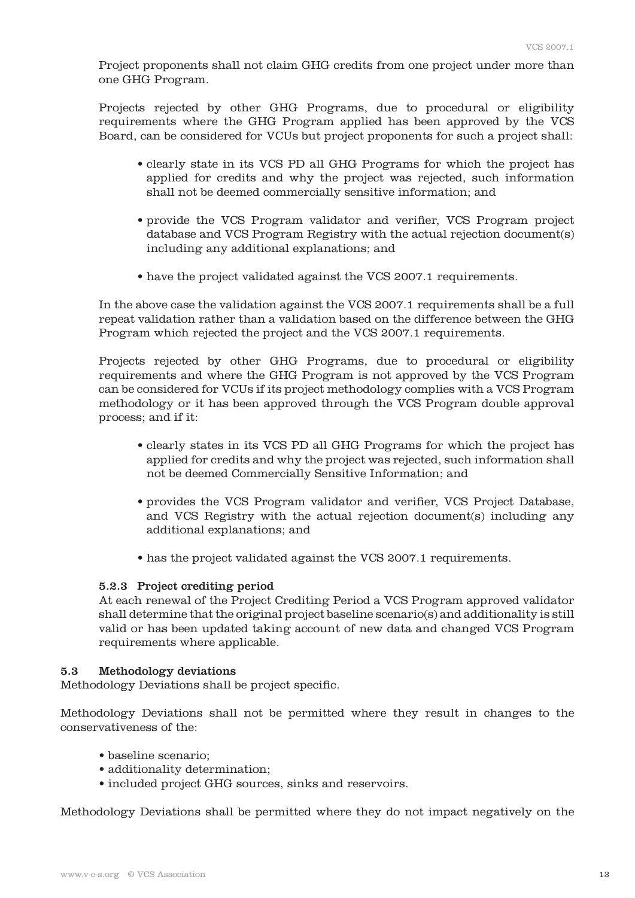Project proponents shall not claim GHG credits from one project under more than one GHG Program.

Projects rejected by other GHG Programs, due to procedural or eligibility requirements where the GHG Program applied has been approved by the VCS Board, can be considered for VCUs but project proponents for such a project shall:

- clearly state in its VCS PD all GHG Programs for which the project has applied for credits and why the project was rejected, such information shall not be deemed commercially sensitive information; and
- provide the VCS Program validator and verifier, VCS Program project database and VCS Program Registry with the actual rejection document(s) including any additional explanations; and
- have the project validated against the VCS 2007.1 requirements.

In the above case the validation against the VCS 2007.1 requirements shall be a full repeat validation rather than a validation based on the difference between the GHG Program which rejected the project and the VCS 2007.1 requirements.

Projects rejected by other GHG Programs, due to procedural or eligibility requirements and where the GHG Program is not approved by the VCS Program can be considered for VCUs if its project methodology complies with a VCS Program methodology or it has been approved through the VCS Program double approval process; and if it:

- clearly states in its VCS PD all GHG Programs for which the project has applied for credits and why the project was rejected, such information shall not be deemed Commercially Sensitive Information; and
- provides the VCS Program validator and verifier, VCS Project Database, and VCS Registry with the actual rejection document(s) including any additional explanations; and
- has the project validated against the VCS 2007.1 requirements.

### 5.2.3 Project crediting period

At each renewal of the Project Crediting Period a VCS Program approved validator shall determine that the original project baseline scenario(s) and additionality is still valid or has been updated taking account of new data and changed VCS Program requirements where applicable.

## 5.3 Methodology deviations

Methodology Deviations shall be project specific.

Methodology Deviations shall not be permitted where they result in changes to the conservativeness of the:

- baseline scenario;
- additionality determination;
- included project GHG sources, sinks and reservoirs.

Methodology Deviations shall be permitted where they do not impact negatively on the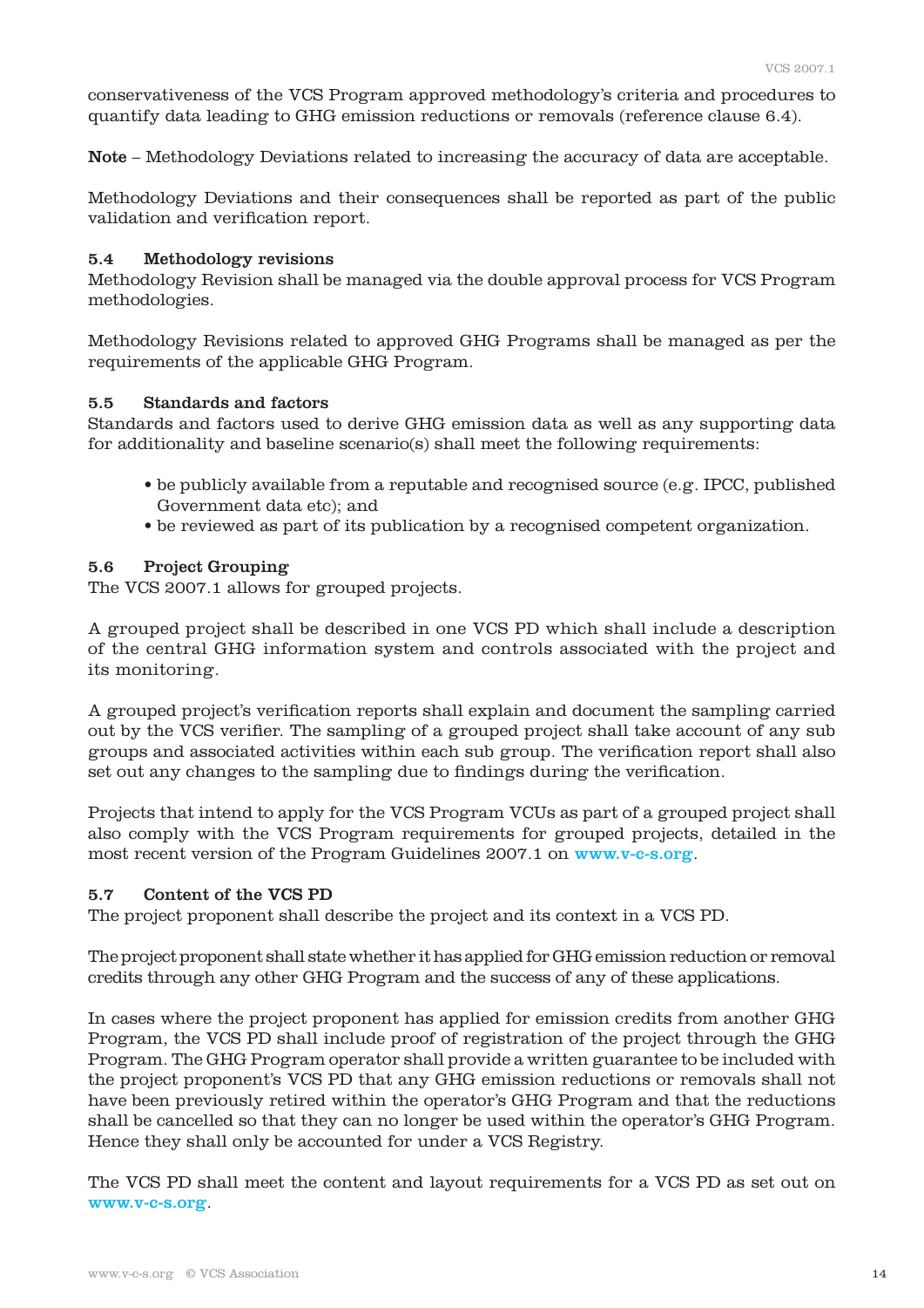conservativeness of the VCS Program approved methodology's criteria and procedures to quantify data leading to GHG emission reductions or removals (reference clause 6.4).

**Note** – Methodology Deviations related to increasing the accuracy of data are acceptable.

Methodology Deviations and their consequences shall be reported as part of the public validation and verification report.

### 5.4 Methodology revisions

Methodology Revision shall be managed via the double approval process for VCS Program methodologies.

Methodology Revisions related to approved GHG Programs shall be managed as per the requirements of the applicable GHG Program.

### 5.5 Standards and factors

Standards and factors used to derive GHG emission data as well as any supporting data for additionality and baseline scenario(s) shall meet the following requirements:

- be publicly available from a reputable and recognised source (e.g. IPCC, published Government data etc); and
- be reviewed as part of its publication by a recognised competent organization.

### 5.6 Project Grouping

The VCS 2007.1 allows for grouped projects.

A grouped project shall be described in one VCS PD which shall include a description of the central GHG information system and controls associated with the project and its monitoring.

A grouped project's verification reports shall explain and document the sampling carried out by the VCS verifier. The sampling of a grouped project shall take account of any sub groups and associated activities within each sub group. The verification report shall also set out any changes to the sampling due to findings during the verification.

Projects that intend to apply for the VCS Program VCUs as part of a grouped project shall also comply with the VCS Program requirements for grouped projects, detailed in the most recent version of the Program Guidelines 2007.1 on www.v-c-s.org.

### 5.7 Content of the VCS PD

The project proponent shall describe the project and its context in a VCS PD.

The project proponent shall state whether it has applied for GHG emission reduction or removal credits through any other GHG Program and the success of any of these applications.

In cases where the project proponent has applied for emission credits from another GHG Program, the VCS PD shall include proof of registration of the project through the GHG Program. The GHG Program operator shall provide a written guarantee to be included with the project proponent's VCS PD that any GHG emission reductions or removals shall not have been previously retired within the operator's GHG Program and that the reductions shall be cancelled so that they can no longer be used within the operator's GHG Program. Hence they shall only be accounted for under a VCS Registry.

The VCS PD shall meet the content and layout requirements for a VCS PD as set out on www.v-c-s.org.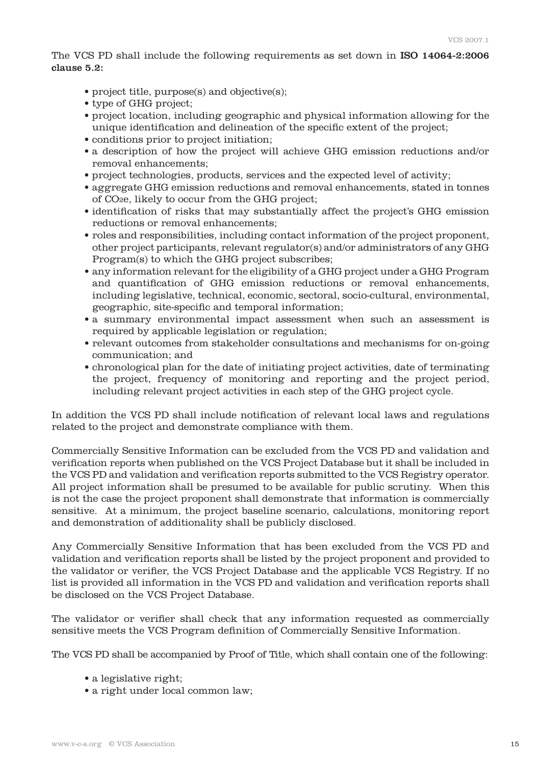The VCS PD shall include the following requirements as set down in **ISO 14064-2:2006 clause 5.2:**

- project title, purpose(s) and objective(s);
- type of GHG project;
- project location, including geographic and physical information allowing for the unique identification and delineation of the specific extent of the project;
- conditions prior to project initiation;
- a description of how the project will achieve GHG emission reductions and/or removal enhancements;
- project technologies, products, services and the expected level of activity;
- aggregate GHG emission reductions and removal enhancements, stated in tonnes of $CO_2e$, likely to occur from the GHG project;
- identification of risks that may substantially affect the project's GHG emission reductions or removal enhancements;
- roles and responsibilities, including contact information of the project proponent, other project participants, relevant regulator(s) and/or administrators of any GHG Program(s) to which the GHG project subscribes;
- any information relevant for the eligibility of a GHG project under a GHG Program and quantification of GHG emission reductions or removal enhancements, including legislative, technical, economic, sectoral, socio-cultural, environmental, geographic, site-specific and temporal information;
- a summary environmental impact assessment when such an assessment is required by applicable legislation or regulation;
- relevant outcomes from stakeholder consultations and mechanisms for on-going communication; and
- chronological plan for the date of initiating project activities, date of terminating the project, frequency of monitoring and reporting and the project period, including relevant project activities in each step of the GHG project cycle.

In addition the VCS PD shall include notification of relevant local laws and regulations related to the project and demonstrate compliance with them.

Commercially Sensitive Information can be excluded from the VCS PD and validation and verification reports when published on the VCS Project Database but it shall be included in the VCS PD and validation and verification reports submitted to the VCS Registry operator. All project information shall be presumed to be available for public scrutiny. When this is not the case the project proponent shall demonstrate that information is commercially sensitive. At a minimum, the project baseline scenario, calculations, monitoring report and demonstration of additionality shall be publicly disclosed.

Any Commercially Sensitive Information that has been excluded from the VCS PD and validation and verification reports shall be listed by the project proponent and provided to the validator or verifier, the VCS Project Database and the applicable VCS Registry. If no list is provided all information in the VCS PD and validation and verification reports shall be disclosed on the VCS Project Database.

The validator or verifier shall check that any information requested as commercially sensitive meets the VCS Program definition of Commercially Sensitive Information.

The VCS PD shall be accompanied by Proof of Title, which shall contain one of the following:

- a legislative right;
- a right under local common law;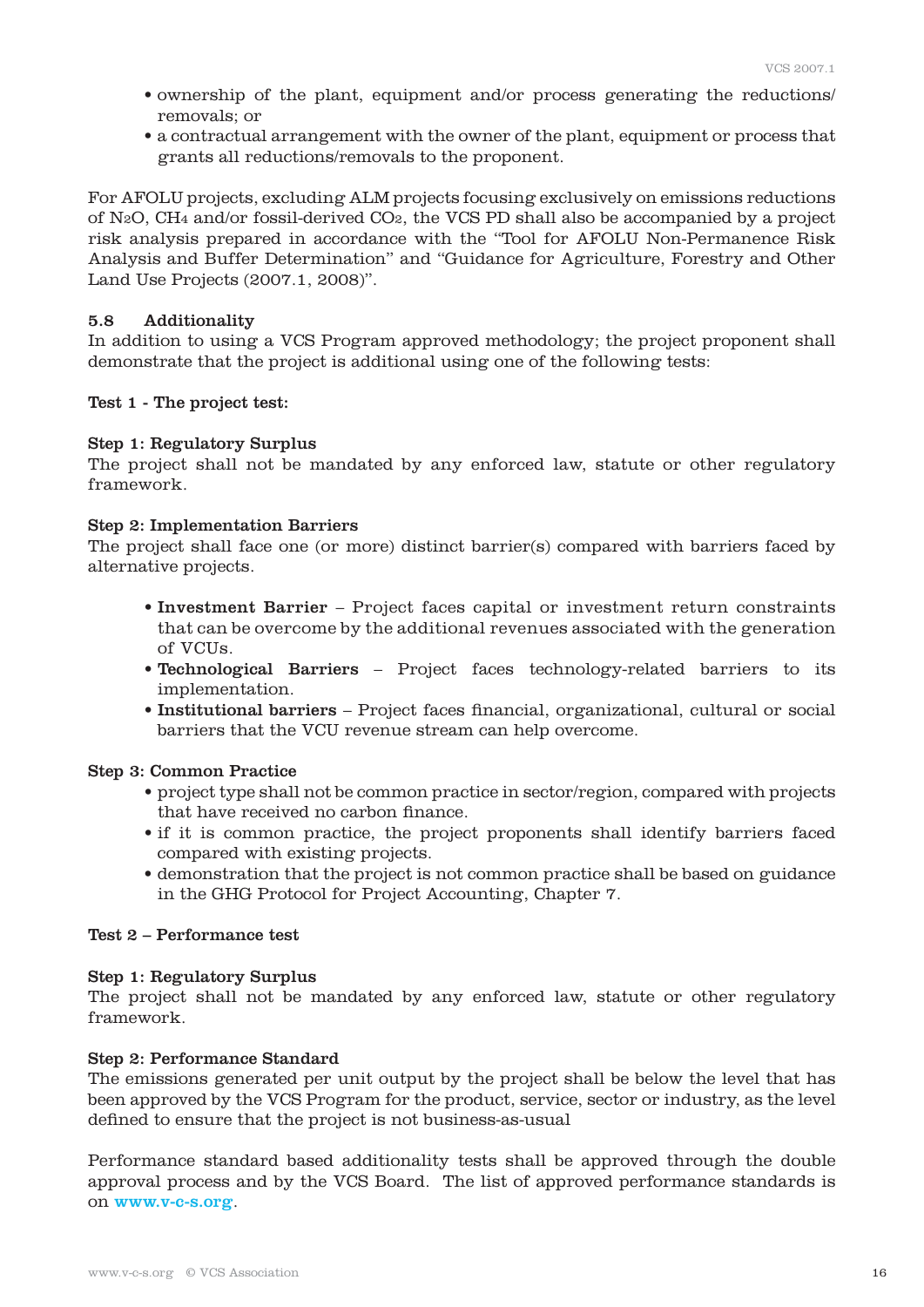- ownership of the plant, equipment and/or process generating the reductions/removals; or
- a contractual arrangement with the owner of the plant, equipment or process that grants all reductions/removals to the proponent.

For AFOLU projects, excluding ALM projects focusing exclusively on emissions reductions of $N_2O$, $CH_4$ and/or fossil-derived $CO_2$, the VCS PD shall also be accompanied by a project risk analysis prepared in accordance with the "Tool for AFOLU Non-Permanence Risk Analysis and Buffer Determination" and "Guidance for Agriculture, Forestry and Other Land Use Projects (2007.1, 2008)".

### 5.8 Additionality

In addition to using a VCS Program approved methodology; the project proponent shall demonstrate that the project is additional using one of the following tests:

**Test 1 - The project test:**

**Step 1: Regulatory Surplus**
The project shall not be mandated by any enforced law, statute or other regulatory framework.

**Step 2: Implementation Barriers**
The project shall face one (or more) distinct barrier(s) compared with barriers faced by alternative projects.

- **Investment Barrier** – Project faces capital or investment return constraints that can be overcome by the additional revenues associated with the generation of VCUs.
- **Technological Barriers** – Project faces technology-related barriers to its implementation.
- **Institutional barriers** – Project faces financial, organizational, cultural or social barriers that the VCU revenue stream can help overcome.

**Step 3: Common Practice**

- project type shall not be common practice in sector/region, compared with projects that have received no carbon finance.
- if it is common practice, the project proponents shall identify barriers faced compared with existing projects.
- demonstration that the project is not common practice shall be based on guidance in the GHG Protocol for Project Accounting, Chapter 7.

**Test 2 – Performance test**

**Step 1: Regulatory Surplus**
The project shall not be mandated by any enforced law, statute or other regulatory framework.

**Step 2: Performance Standard**
The emissions generated per unit output by the project shall be below the level that has been approved by the VCS Program for the product, service, sector or industry, as the level defined to ensure that the project is not business-as-usual

Performance standard based additionality tests shall be approved through the double approval process and by the VCS Board. The list of approved performance standards is on www.v-c-s.org.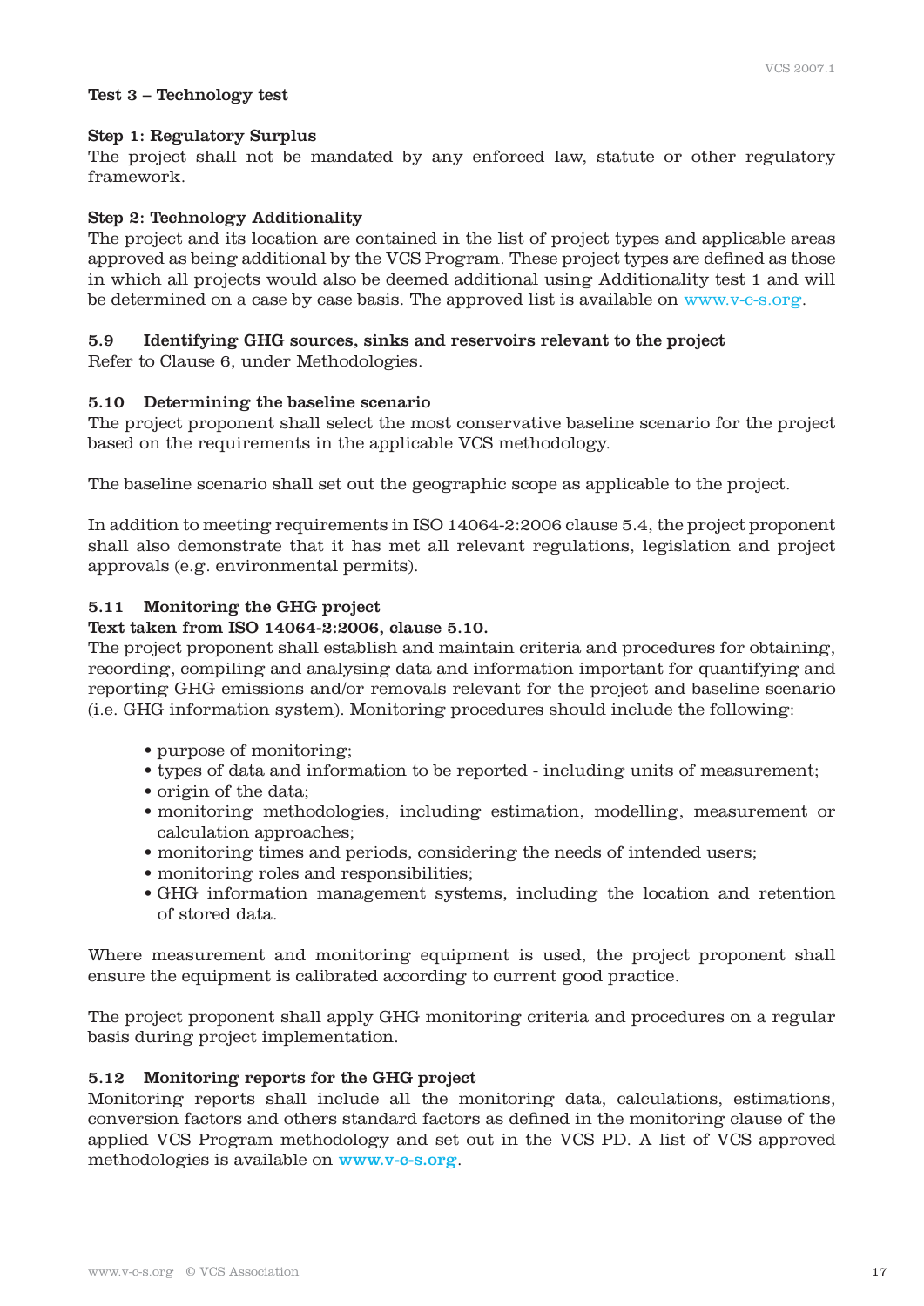**Test 3 – Technology test**

**Step 1: Regulatory Surplus**

The project shall not be mandated by any enforced law, statute or other regulatory framework.

**Step 2: Technology Additionality**

The project and its location are contained in the list of project types and applicable areas approved as being additional by the VCS Program. These project types are defined as those in which all projects would also be deemed additional using Additionality test 1 and will be determined on a case by case basis. The approved list is available on www.v-c-s.org.

### 5.9 Identifying GHG sources, sinks and reservoirs relevant to the project

Refer to Clause 6, under Methodologies.

### 5.10 Determining the baseline scenario

The project proponent shall select the most conservative baseline scenario for the project based on the requirements in the applicable VCS methodology.

The baseline scenario shall set out the geographic scope as applicable to the project.

In addition to meeting requirements in ISO 14064-2:2006 clause 5.4, the project proponent shall also demonstrate that it has met all relevant regulations, legislation and project approvals (e.g. environmental permits).

### 5.11 Monitoring the GHG project

**Text taken from ISO 14064-2:2006, clause 5.10.**

The project proponent shall establish and maintain criteria and procedures for obtaining, recording, compiling and analysing data and information important for quantifying and reporting GHG emissions and/or removals relevant for the project and baseline scenario (i.e. GHG information system). Monitoring procedures should include the following:

- purpose of monitoring;
- types of data and information to be reported - including units of measurement;
- origin of the data;
- monitoring methodologies, including estimation, modelling, measurement or calculation approaches;
- monitoring times and periods, considering the needs of intended users;
- monitoring roles and responsibilities;
- GHG information management systems, including the location and retention of stored data.

Where measurement and monitoring equipment is used, the project proponent shall ensure the equipment is calibrated according to current good practice.

The project proponent shall apply GHG monitoring criteria and procedures on a regular basis during project implementation.

### 5.12 Monitoring reports for the GHG project

Monitoring reports shall include all the monitoring data, calculations, estimations, conversion factors and others standard factors as defined in the monitoring clause of the applied VCS Program methodology and set out in the VCS PD. A list of VCS approved methodologies is available on **www.v-c-s.org**.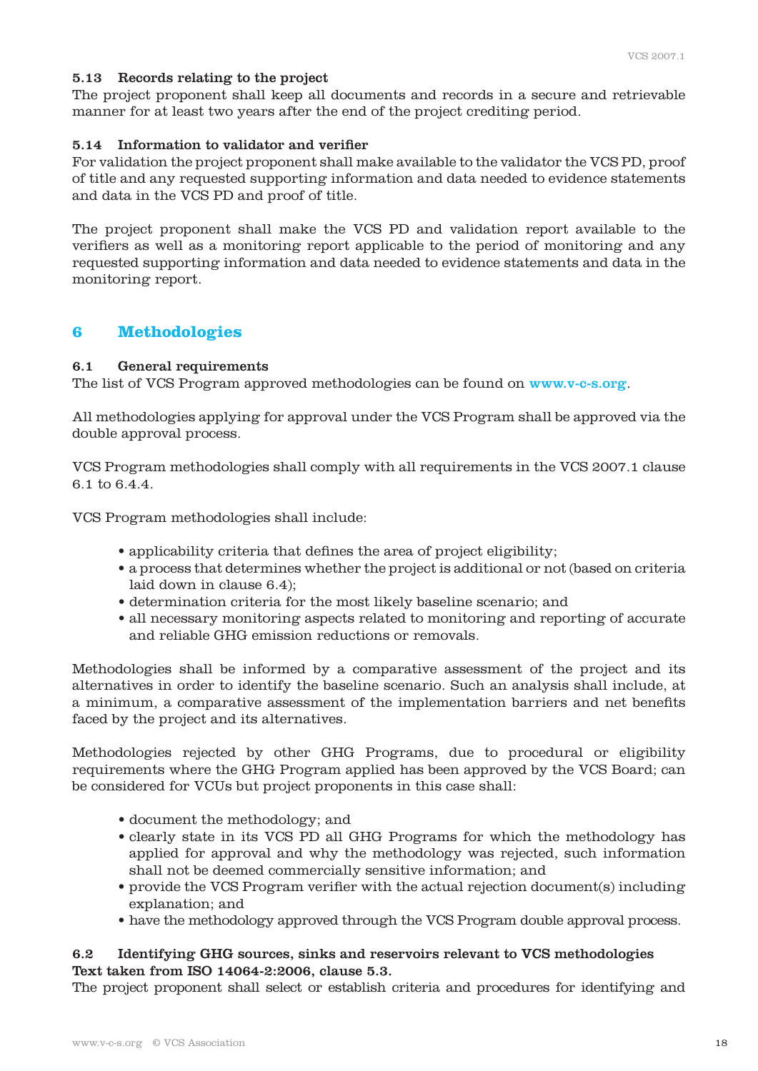### 5.13 Records relating to the project

The project proponent shall keep all documents and records in a secure and retrievable manner for at least two years after the end of the project crediting period.

### 5.14 Information to validator and verifier

For validation the project proponent shall make available to the validator the VCS PD, proof of title and any requested supporting information and data needed to evidence statements and data in the VCS PD and proof of title.

The project proponent shall make the VCS PD and validation report available to the verifiers as well as a monitoring report applicable to the period of monitoring and any requested supporting information and data needed to evidence statements and data in the monitoring report.

## 6 Methodologies

### 6.1 General requirements

The list of VCS Program approved methodologies can be found on www.v-c-s.org.

All methodologies applying for approval under the VCS Program shall be approved via the double approval process.

VCS Program methodologies shall comply with all requirements in the VCS 2007.1 clause 6.1 to 6.4.4.

VCS Program methodologies shall include:

- applicability criteria that defines the area of project eligibility;
- a process that determines whether the project is additional or not (based on criteria laid down in clause 6.4);
- determination criteria for the most likely baseline scenario; and
- all necessary monitoring aspects related to monitoring and reporting of accurate and reliable GHG emission reductions or removals.

Methodologies shall be informed by a comparative assessment of the project and its alternatives in order to identify the baseline scenario. Such an analysis shall include, at a minimum, a comparative assessment of the implementation barriers and net benefits faced by the project and its alternatives.

Methodologies rejected by other GHG Programs, due to procedural or eligibility requirements where the GHG Program applied has been approved by the VCS Board; can be considered for VCUs but project proponents in this case shall:

- document the methodology; and
- clearly state in its VCS PD all GHG Programs for which the methodology has applied for approval and why the methodology was rejected, such information shall not be deemed commercially sensitive information; and
- provide the VCS Program verifier with the actual rejection document(s) including explanation; and
- have the methodology approved through the VCS Program double approval process.

### 6.2 Identifying GHG sources, sinks and reservoirs relevant to VCS methodologies

**Text taken from ISO 14064-2:2006, clause 5.3.**

The project proponent shall select or establish criteria and procedures for identifying and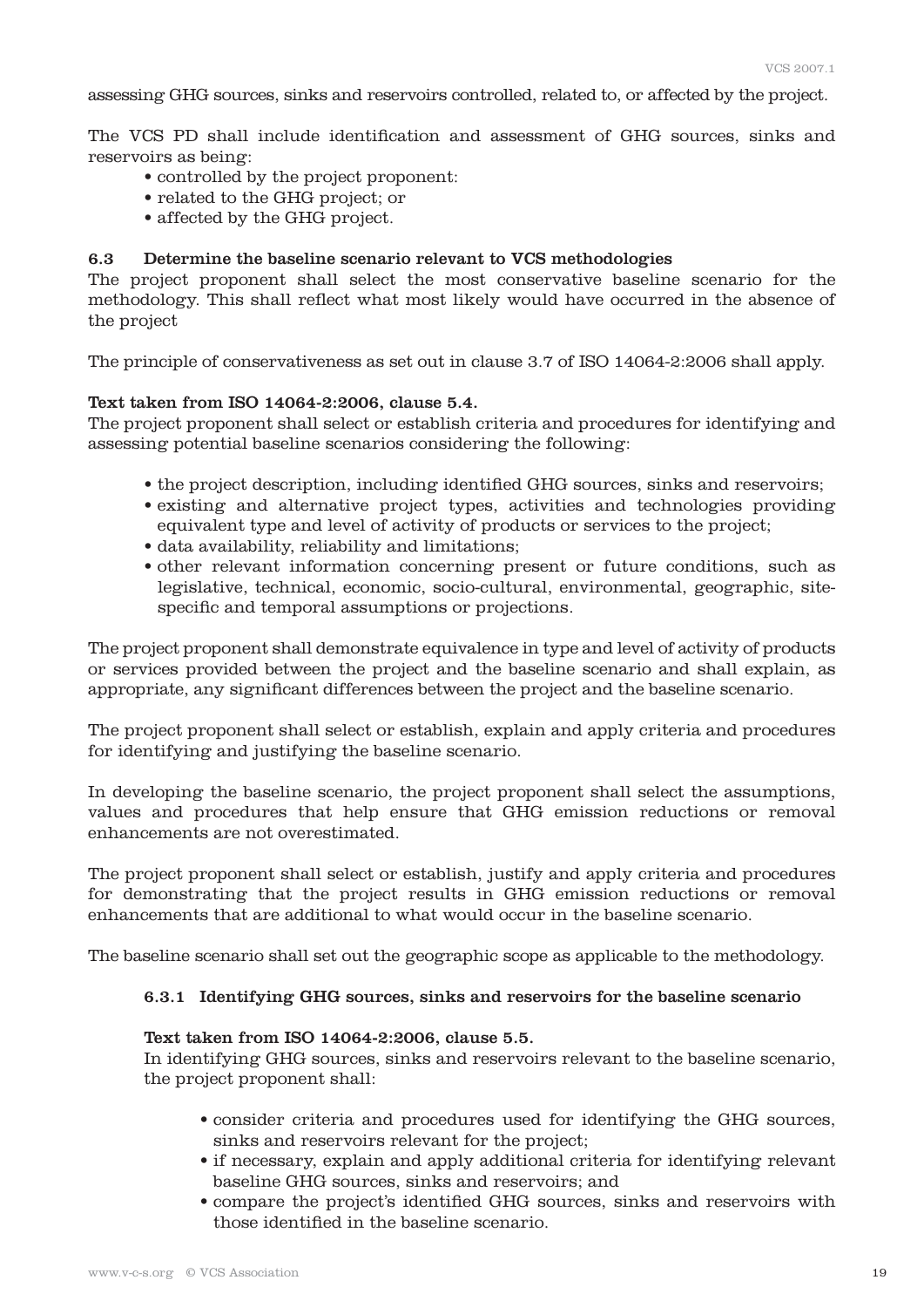assessing GHG sources, sinks and reservoirs controlled, related to, or affected by the project.

The VCS PD shall include identification and assessment of GHG sources, sinks and reservoirs as being:

- controlled by the project proponent:
- related to the GHG project; or
- affected by the GHG project.

### 6.3 Determine the baseline scenario relevant to VCS methodologies

The project proponent shall select the most conservative baseline scenario for the methodology. This shall reflect what most likely would have occurred in the absence of the project

The principle of conservativeness as set out in clause 3.7 of ISO 14064-2:2006 shall apply.

**Text taken from ISO 14064-2:2006, clause 5.4.**

The project proponent shall select or establish criteria and procedures for identifying and assessing potential baseline scenarios considering the following:

- the project description, including identified GHG sources, sinks and reservoirs;
- existing and alternative project types, activities and technologies providing equivalent type and level of activity of products or services to the project;
- data availability, reliability and limitations;
- other relevant information concerning present or future conditions, such as legislative, technical, economic, socio-cultural, environmental, geographic, site-specific and temporal assumptions or projections.

The project proponent shall demonstrate equivalence in type and level of activity of products or services provided between the project and the baseline scenario and shall explain, as appropriate, any significant differences between the project and the baseline scenario.

The project proponent shall select or establish, explain and apply criteria and procedures for identifying and justifying the baseline scenario.

In developing the baseline scenario, the project proponent shall select the assumptions, values and procedures that help ensure that GHG emission reductions or removal enhancements are not overestimated.

The project proponent shall select or establish, justify and apply criteria and procedures for demonstrating that the project results in GHG emission reductions or removal enhancements that are additional to what would occur in the baseline scenario.

The baseline scenario shall set out the geographic scope as applicable to the methodology.

#### 6.3.1 Identifying GHG sources, sinks and reservoirs for the baseline scenario

**Text taken from ISO 14064-2:2006, clause 5.5.**

In identifying GHG sources, sinks and reservoirs relevant to the baseline scenario, the project proponent shall:

- consider criteria and procedures used for identifying the GHG sources, sinks and reservoirs relevant for the project;
- if necessary, explain and apply additional criteria for identifying relevant baseline GHG sources, sinks and reservoirs; and
- compare the project's identified GHG sources, sinks and reservoirs with those identified in the baseline scenario.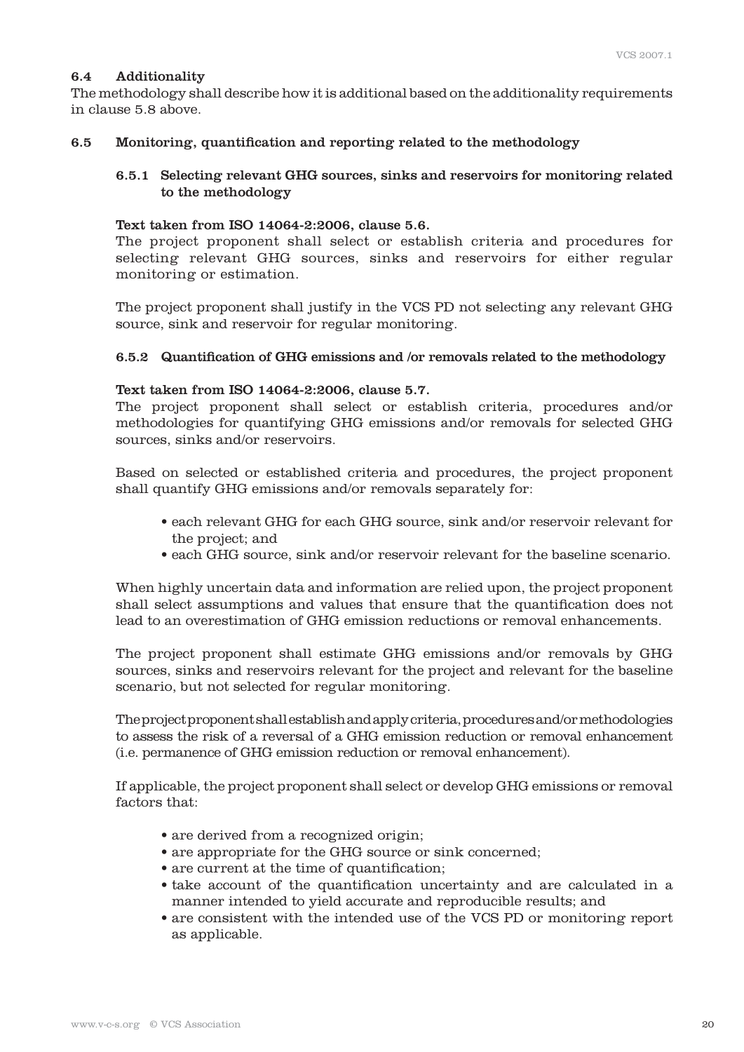### 6.4 Additionality

The methodology shall describe how it is additional based on the additionality requirements in clause 5.8 above.

### 6.5 Monitoring, quantification and reporting related to the methodology

#### 6.5.1 Selecting relevant GHG sources, sinks and reservoirs for monitoring related to the methodology

**Text taken from ISO 14064-2:2006, clause 5.6.**

The project proponent shall select or establish criteria and procedures for selecting relevant GHG sources, sinks and reservoirs for either regular monitoring or estimation.

The project proponent shall justify in the VCS PD not selecting any relevant GHG source, sink and reservoir for regular monitoring.

#### 6.5.2 Quantification of GHG emissions and /or removals related to the methodology

**Text taken from ISO 14064-2:2006, clause 5.7.**

The project proponent shall select or establish criteria, procedures and/or methodologies for quantifying GHG emissions and/or removals for selected GHG sources, sinks and/or reservoirs.

Based on selected or established criteria and procedures, the project proponent shall quantify GHG emissions and/or removals separately for:

- each relevant GHG for each GHG source, sink and/or reservoir relevant for the project; and
- each GHG source, sink and/or reservoir relevant for the baseline scenario.

When highly uncertain data and information are relied upon, the project proponent shall select assumptions and values that ensure that the quantification does not lead to an overestimation of GHG emission reductions or removal enhancements.

The project proponent shall estimate GHG emissions and/or removals by GHG sources, sinks and reservoirs relevant for the project and relevant for the baseline scenario, but not selected for regular monitoring.

The project proponent shall establish and apply criteria, procedures and/or methodologies to assess the risk of a reversal of a GHG emission reduction or removal enhancement (i.e. permanence of GHG emission reduction or removal enhancement).

If applicable, the project proponent shall select or develop GHG emissions or removal factors that:

- are derived from a recognized origin;
- are appropriate for the GHG source or sink concerned;
- are current at the time of quantification;
- take account of the quantification uncertainty and are calculated in a manner intended to yield accurate and reproducible results; and
- are consistent with the intended use of the VCS PD or monitoring report as applicable.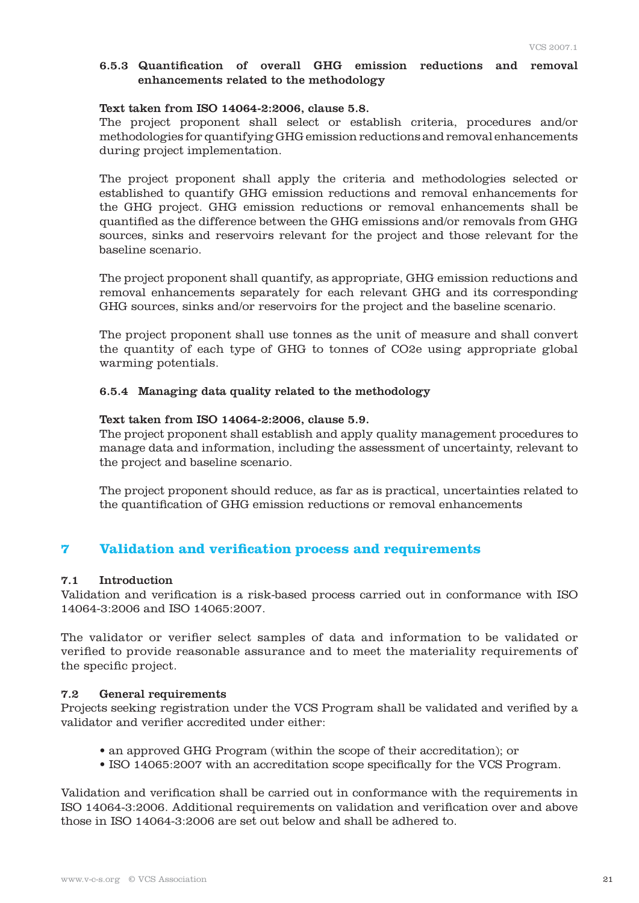### 6.5.3 Quantification of overall GHG emission reductions and removal enhancements related to the methodology

**Text taken from ISO 14064-2:2006, clause 5.8.**

The project proponent shall select or establish criteria, procedures and/or methodologies for quantifying GHG emission reductions and removal enhancements during project implementation.

The project proponent shall apply the criteria and methodologies selected or established to quantify GHG emission reductions and removal enhancements for the GHG project. GHG emission reductions or removal enhancements shall be quantified as the difference between the GHG emissions and/or removals from GHG sources, sinks and reservoirs relevant for the project and those relevant for the baseline scenario.

The project proponent shall quantify, as appropriate, GHG emission reductions and removal enhancements separately for each relevant GHG and its corresponding GHG sources, sinks and/or reservoirs for the project and the baseline scenario.

The project proponent shall use tonnes as the unit of measure and shall convert the quantity of each type of GHG to tonnes of CO2e using appropriate global warming potentials.

### 6.5.4 Managing data quality related to the methodology

**Text taken from ISO 14064-2:2006, clause 5.9.**

The project proponent shall establish and apply quality management procedures to manage data and information, including the assessment of uncertainty, relevant to the project and baseline scenario.

The project proponent should reduce, as far as is practical, uncertainties related to the quantification of GHG emission reductions or removal enhancements

# 7 Validation and verification process and requirements

## 7.1 Introduction

Validation and verification is a risk-based process carried out in conformance with ISO 14064-3:2006 and ISO 14065:2007.

The validator or verifier select samples of data and information to be validated or verified to provide reasonable assurance and to meet the materiality requirements of the specific project.

## 7.2 General requirements

Projects seeking registration under the VCS Program shall be validated and verified by a validator and verifier accredited under either:

- an approved GHG Program (within the scope of their accreditation); or
- ISO 14065:2007 with an accreditation scope specifically for the VCS Program.

Validation and verification shall be carried out in conformance with the requirements in ISO 14064-3:2006. Additional requirements on validation and verification over and above those in ISO 14064-3:2006 are set out below and shall be adhered to.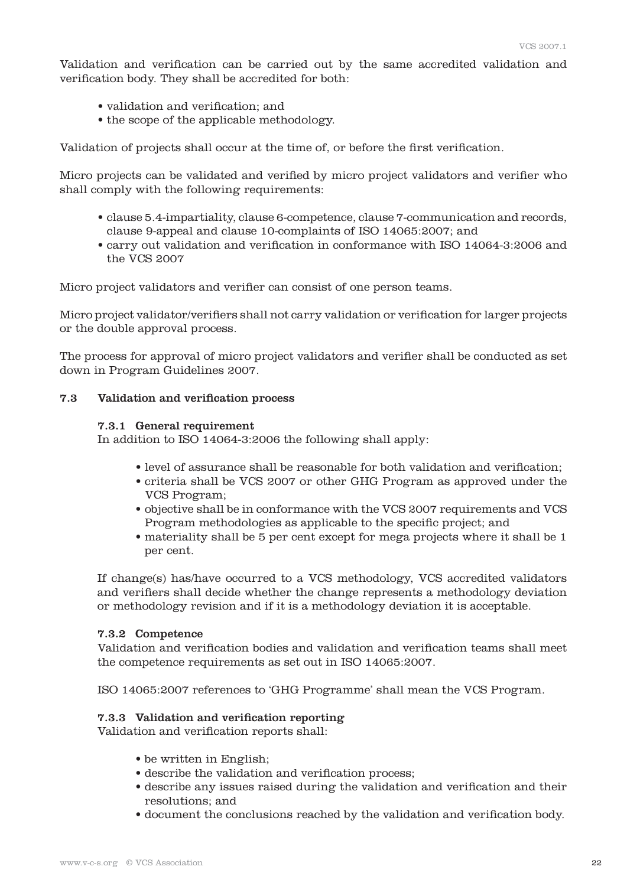Validation and verification can be carried out by the same accredited validation and verification body. They shall be accredited for both:

- validation and verification; and
- the scope of the applicable methodology.

Validation of projects shall occur at the time of, or before the first verification.

Micro projects can be validated and verified by micro project validators and verifier who shall comply with the following requirements:

- clause 5.4-impartiality, clause 6-competence, clause 7-communication and records, clause 9-appeal and clause 10-complaints of ISO 14065:2007; and
- carry out validation and verification in conformance with ISO 14064-3:2006 and the VCS 2007

Micro project validators and verifier can consist of one person teams.

Micro project validator/verifiers shall not carry validation or verification for larger projects or the double approval process.

The process for approval of micro project validators and verifier shall be conducted as set down in Program Guidelines 2007.

## 7.3 Validation and verification process

### 7.3.1 General requirement

In addition to ISO 14064-3:2006 the following shall apply:

- level of assurance shall be reasonable for both validation and verification;
- criteria shall be VCS 2007 or other GHG Program as approved under the VCS Program;
- objective shall be in conformance with the VCS 2007 requirements and VCS Program methodologies as applicable to the specific project; and
- materiality shall be 5 per cent except for mega projects where it shall be 1 per cent.

If change(s) has/have occurred to a VCS methodology, VCS accredited validators and verifiers shall decide whether the change represents a methodology deviation or methodology revision and if it is a methodology deviation it is acceptable.

### 7.3.2 Competence

Validation and verification bodies and validation and verification teams shall meet the competence requirements as set out in ISO 14065:2007.

ISO 14065:2007 references to 'GHG Programme' shall mean the VCS Program.

### 7.3.3 Validation and verification reporting

Validation and verification reports shall:

- be written in English;
- describe the validation and verification process;
- describe any issues raised during the validation and verification and their resolutions; and
- document the conclusions reached by the validation and verification body.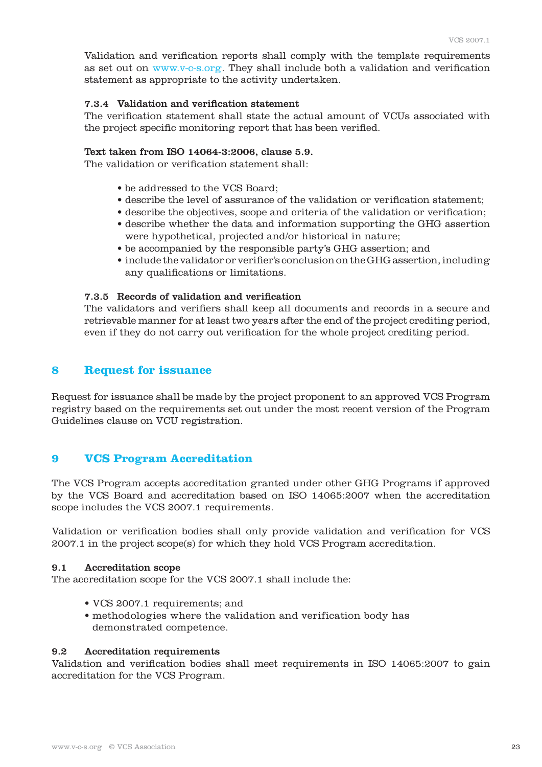Validation and verification reports shall comply with the template requirements as set out on www.v-c-s.org. They shall include both a validation and verification statement as appropriate to the activity undertaken.

#### 7.3.4 Validation and verification statement

The verification statement shall state the actual amount of VCUs associated with the project specific monitoring report that has been verified.

**Text taken from ISO 14064-3:2006, clause 5.9.**
The validation or verification statement shall:

- be addressed to the VCS Board;
- describe the level of assurance of the validation or verification statement;
- describe the objectives, scope and criteria of the validation or verification;
- describe whether the data and information supporting the GHG assertion were hypothetical, projected and/or historical in nature;
- be accompanied by the responsible party's GHG assertion; and
- include the validator or verifier's conclusion on the GHG assertion, including any qualifications or limitations.

#### 7.3.5 Records of validation and verification

The validators and verifiers shall keep all documents and records in a secure and retrievable manner for at least two years after the end of the project crediting period, even if they do not carry out verification for the whole project crediting period.

## 8 Request for issuance

Request for issuance shall be made by the project proponent to an approved VCS Program registry based on the requirements set out under the most recent version of the Program Guidelines clause on VCU registration.

## 9 VCS Program Accreditation

The VCS Program accepts accreditation granted under other GHG Programs if approved by the VCS Board and accreditation based on ISO 14065:2007 when the accreditation scope includes the VCS 2007.1 requirements.

Validation or verification bodies shall only provide validation and verification for VCS 2007.1 in the project scope(s) for which they hold VCS Program accreditation.

### 9.1 Accreditation scope

The accreditation scope for the VCS 2007.1 shall include the:

- VCS 2007.1 requirements; and
- methodologies where the validation and verification body has demonstrated competence.

### 9.2 Accreditation requirements

Validation and verification bodies shall meet requirements in ISO 14065:2007 to gain accreditation for the VCS Program.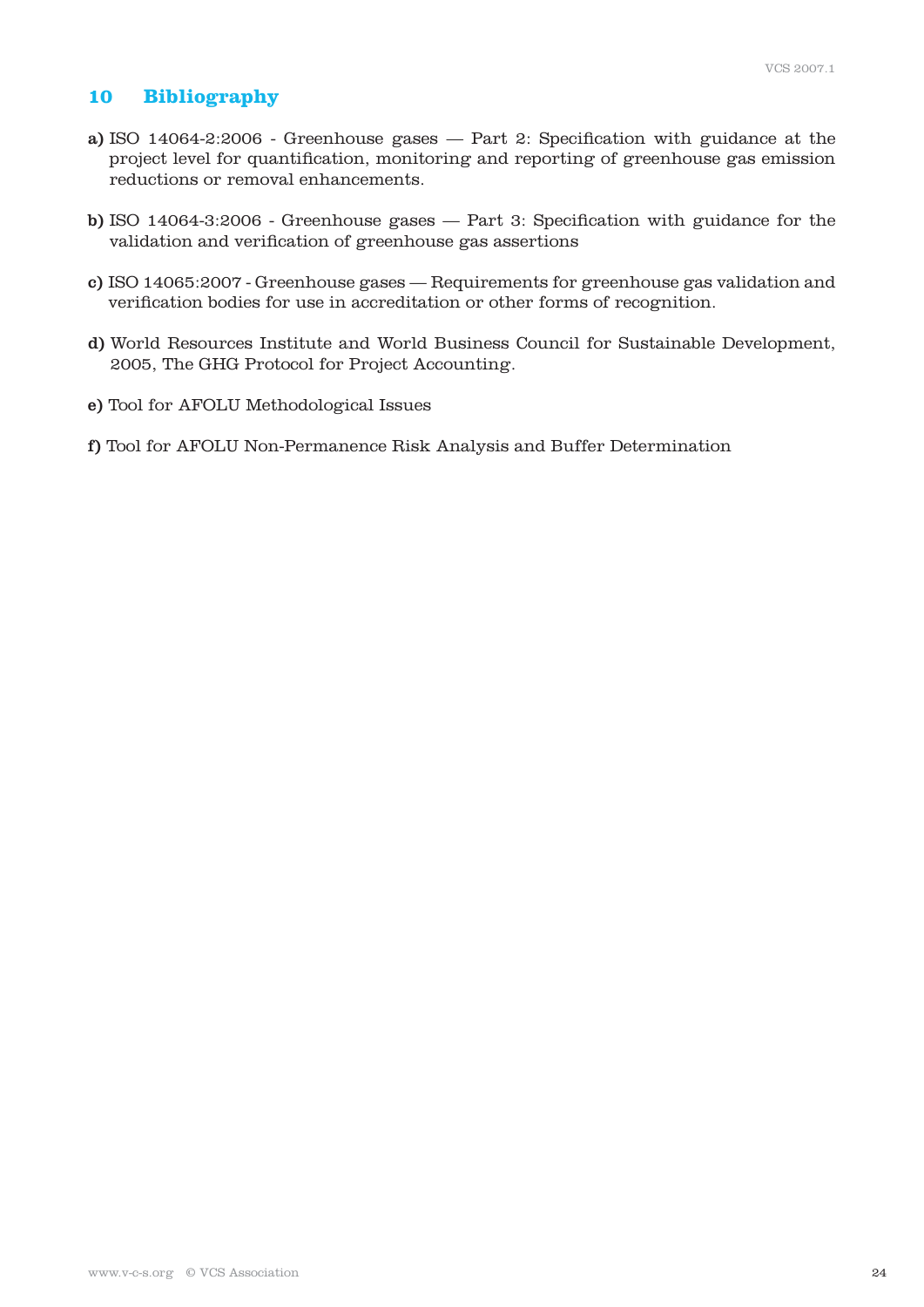## 10 Bibliography

**a)** ISO 14064-2:2006 - Greenhouse gases — Part 2: Specification with guidance at the project level for quantification, monitoring and reporting of greenhouse gas emission reductions or removal enhancements.

**b)** ISO 14064-3:2006 - Greenhouse gases — Part 3: Specification with guidance for the validation and verification of greenhouse gas assertions

**c)** ISO 14065:2007 - Greenhouse gases — Requirements for greenhouse gas validation and verification bodies for use in accreditation or other forms of recognition.

**d)** World Resources Institute and World Business Council for Sustainable Development, 2005, The GHG Protocol for Project Accounting.

**e)** Tool for AFOLU Methodological Issues

**f)** Tool for AFOLU Non-Permanence Risk Analysis and Buffer Determination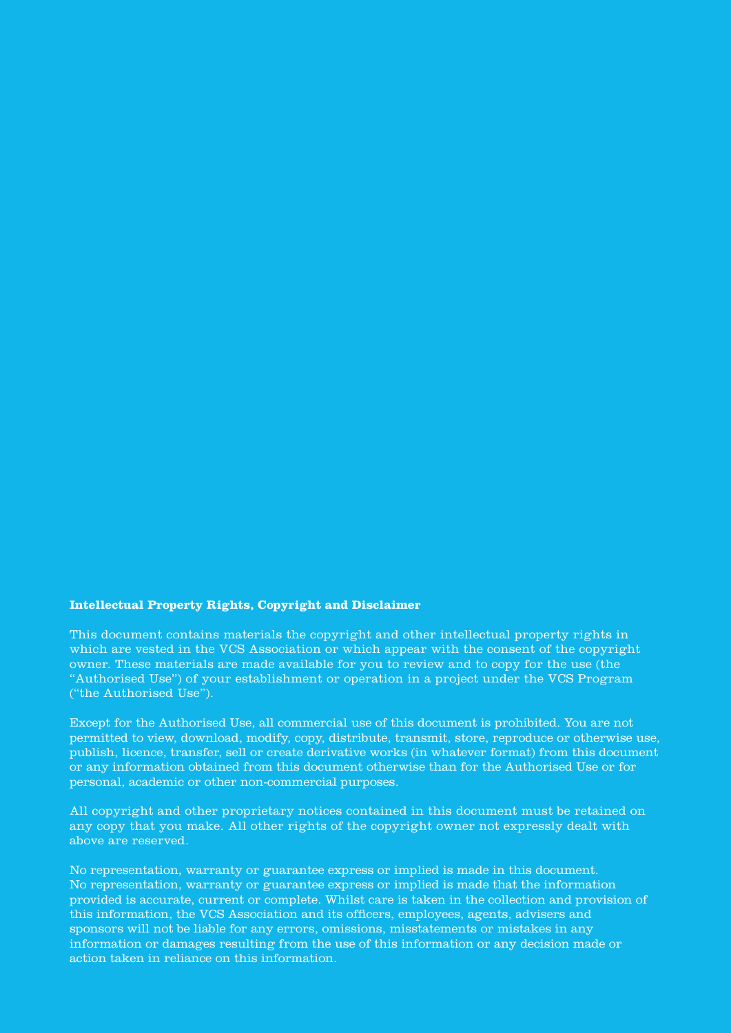**Intellectual Property Rights, Copyright and Disclaimer**

This document contains materials the copyright and other intellectual property rights in which are vested in the VCS Association or which appear with the consent of the copyright owner. These materials are made available for you to review and to copy for the use (the "Authorised Use") of your establishment or operation in a project under the VCS Program ("the Authorised Use").

Except for the Authorised Use, all commercial use of this document is prohibited. You are not permitted to view, download, modify, copy, distribute, transmit, store, reproduce or otherwise use, publish, licence, transfer, sell or create derivative works (in whatever format) from this document or any information obtained from this document otherwise than for the Authorised Use or for personal, academic or other non-commercial purposes.

All copyright and other proprietary notices contained in this document must be retained on any copy that you make. All other rights of the copyright owner not expressly dealt with above are reserved.

No representation, warranty or guarantee express or implied is made in this document. No representation, warranty or guarantee express or implied is made that the information provided is accurate, current or complete. Whilst care is taken in the collection and provision of this information, the VCS Association and its officers, employees, agents, advisers and sponsors will not be liable for any errors, omissions, misstatements or mistakes in any information or damages resulting from the use of this information or any decision made or action taken in reliance on this information.